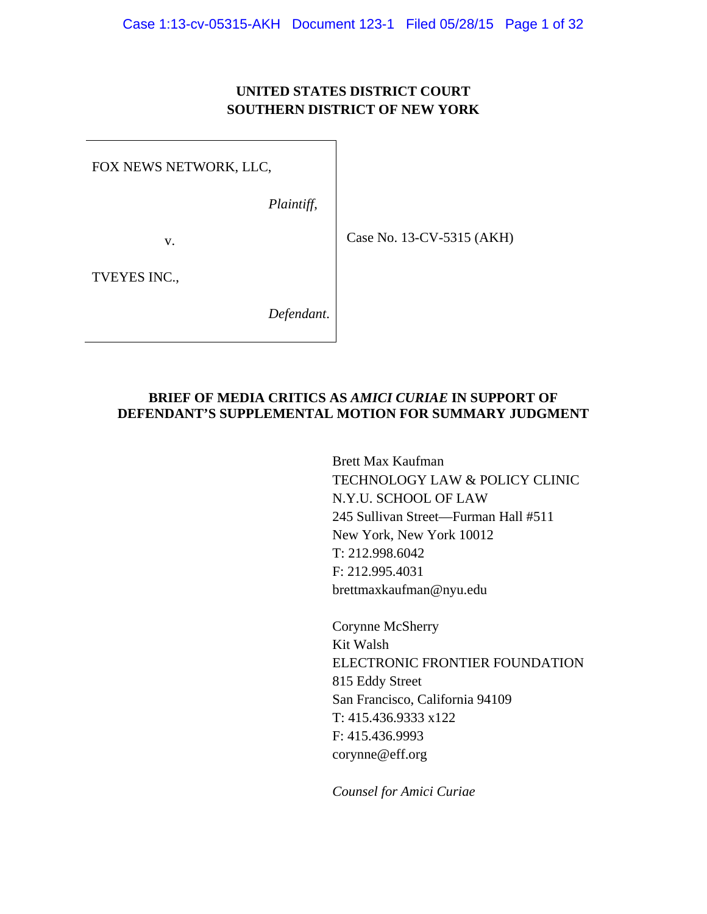UNITED STATES DISTRICT COURT
SOUTHERN DISTRICT OF NEW YORK

FOX NEWS NETWORK, LLC,

*Plaintiff*,

v.

TVEYES INC.,

*Defendant*.

Case No. 13-CV-5315 (AKH)

**BRIEF OF MEDIA CRITICS AS *AMICI CURIAE* IN SUPPORT OF DEFENDANT'S SUPPLEMENTAL MOTION FOR SUMMARY JUDGMENT**

Brett Max Kaufman
TECHNOLOGY LAW & POLICY CLINIC
N.Y.U. SCHOOL OF LAW
245 Sullivan Street—Furman Hall #511
New York, New York 10012
T: 212.998.6042
F: 212.995.4031
brettmaxkaufman@nyu.edu

Corynne McSherry
Kit Walsh
ELECTRONIC FRONTIER FOUNDATION
815 Eddy Street
San Francisco, California 94109
T: 415.436.9333 x122
F: 415.436.9993
corynne@eff.org

*Counsel for Amici Curiae*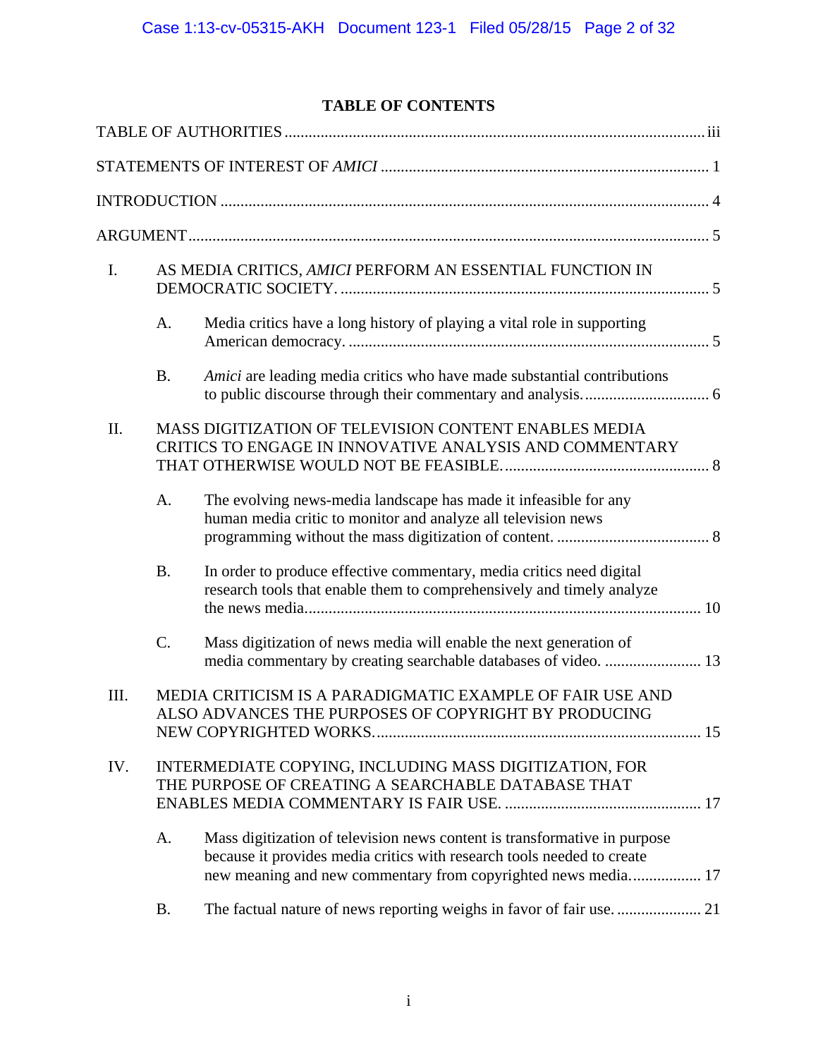# TABLE OF CONTENTS

TABLE OF AUTHORITIES ........................................................................................................ iii

STATEMENTS OF INTEREST OF *AMICI* ................................................................................. 1

INTRODUCTION ......................................................................................................................... 4

ARGUMENT ................................................................................................................................. 5

I. AS MEDIA CRITICS, *AMICI* PERFORM AN ESSENTIAL FUNCTION IN DEMOCRATIC SOCIETY. ............................................................................................ 5

   A. Media critics have a long history of playing a vital role in supporting American democracy. ........................................................................................... 5

   B. *Amici* are leading media critics who have made substantial contributions to public discourse through their commentary and analysis. ............................... 6

II. MASS DIGITIZATION OF TELEVISION CONTENT ENABLES MEDIA CRITICS TO ENGAGE IN INNOVATIVE ANALYSIS AND COMMENTARY THAT OTHERWISE WOULD NOT BE FEASIBLE. .................................................... 8

   A. The evolving news-media landscape has made it infeasible for any human media critic to monitor and analyze all television news programming without the mass digitization of content. ...................................... 8

   B. In order to produce effective commentary, media critics need digital research tools that enable them to comprehensively and timely analyze the news media. .................................................................................................... 10

   C. Mass digitization of news media will enable the next generation of media commentary by creating searchable databases of video. ........................ 13

III. MEDIA CRITICISM IS A PARADIGMATIC EXAMPLE OF FAIR USE AND ALSO ADVANCES THE PURPOSES OF COPYRIGHT BY PRODUCING NEW COPYRIGHTED WORKS. ................................................................................ 15

IV. INTERMEDIATE COPYING, INCLUDING MASS DIGITIZATION, FOR THE PURPOSE OF CREATING A SEARCHABLE DATABASE THAT ENABLES MEDIA COMMENTARY IS FAIR USE. ................................................. 17

   A. Mass digitization of television news content is transformative in purpose because it provides media critics with research tools needed to create new meaning and new commentary from copyrighted news media. ................. 17

   B. The factual nature of news reporting weighs in favor of fair use. ..................... 21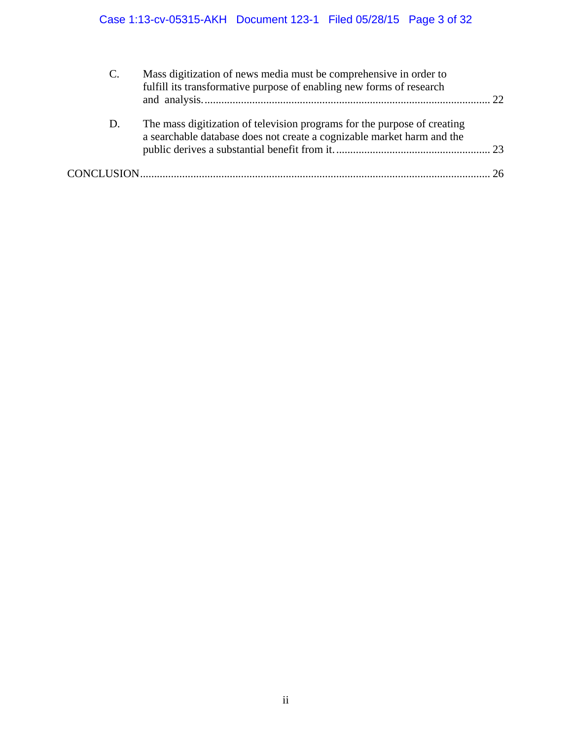C. Mass digitization of news media must be comprehensive in order to fulfill its transformative purpose of enabling new forms of research and analysis. ........................................................................................................ 22

D. The mass digitization of television programs for the purpose of creating a searchable database does not create a cognizable market harm and the public derives a substantial benefit from it. ....................................................... 23

CONCLUSION ........................................................................................................................... 26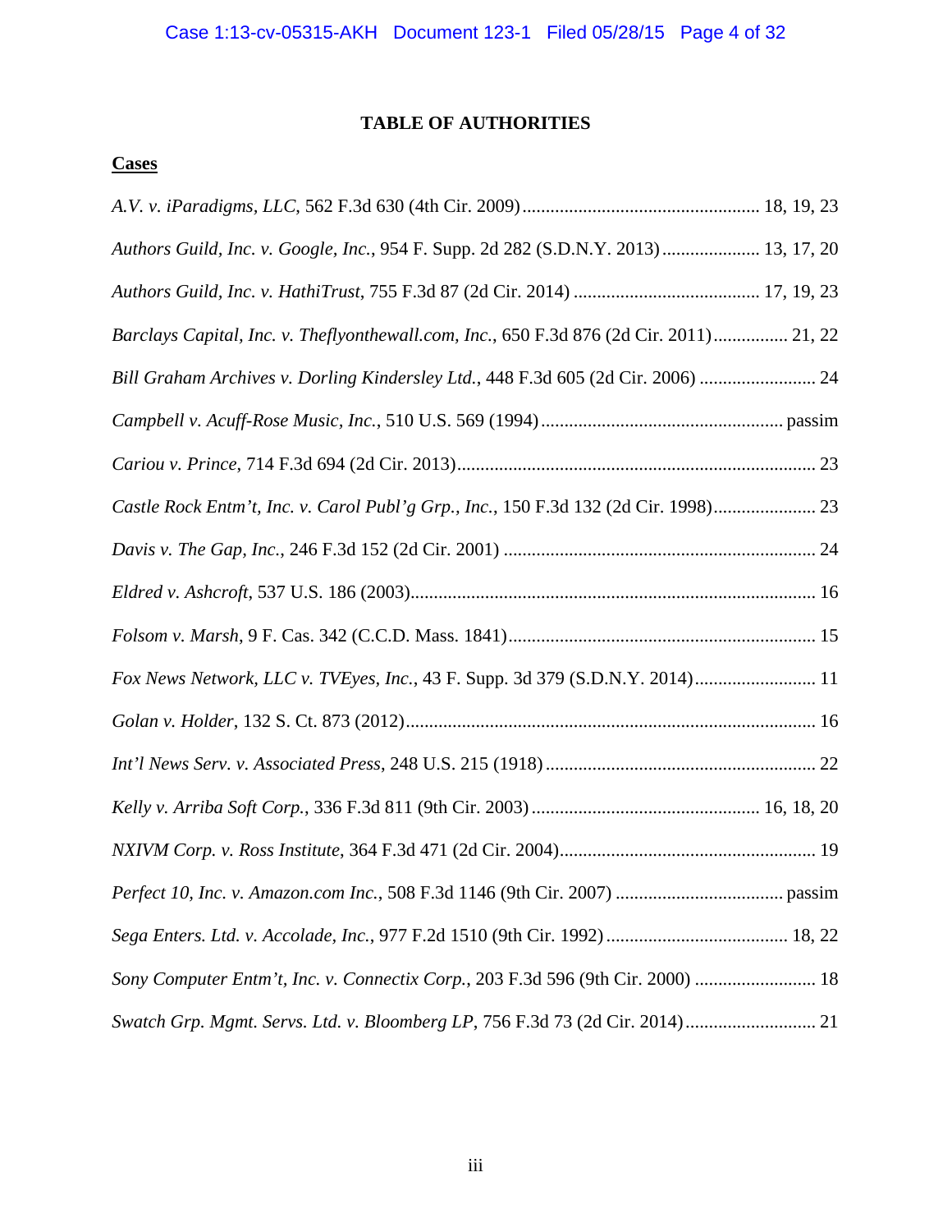# TABLE OF AUTHORITIES

## Cases

*A.V. v. iParadigms, LLC*, 562 F.3d 630 (4th Cir. 2009) .................................................. 18, 19, 23

*Authors Guild, Inc. v. Google, Inc.*, 954 F. Supp. 2d 282 (S.D.N.Y. 2013) .................... 13, 17, 20

*Authors Guild, Inc. v. HathiTrust*, 755 F.3d 87 (2d Cir. 2014) ....................................... 17, 19, 23

*Barclays Capital, Inc. v. Theflyonthewall.com, Inc.*, 650 F.3d 876 (2d Cir. 2011) ................ 21, 22

*Bill Graham Archives v. Dorling Kindersley Ltd.*, 448 F.3d 605 (2d Cir. 2006) ......................... 24

*Campbell v. Acuff-Rose Music, Inc.*, 510 U.S. 569 (1994) .................................................... passim

*Cariou v. Prince*, 714 F.3d 694 (2d Cir. 2013) ............................................................................ 23

*Castle Rock Entm't, Inc. v. Carol Publ'g Grp., Inc.*, 150 F.3d 132 (2d Cir. 1998) ...................... 23

*Davis v. The Gap, Inc.*, 246 F.3d 152 (2d Cir. 2001) .................................................................. 24

*Eldred v. Ashcroft*, 537 U.S. 186 (2003) ...................................................................................... 16

*Folsom v. Marsh*, 9 F. Cas. 342 (C.C.D. Mass. 1841) ................................................................. 15

*Fox News Network, LLC v. TVEyes, Inc.*, 43 F. Supp. 3d 379 (S.D.N.Y. 2014) .......................... 11

*Golan v. Holder*, 132 S. Ct. 873 (2012) ....................................................................................... 16

*Int'l News Serv. v. Associated Press*, 248 U.S. 215 (1918) ......................................................... 22

*Kelly v. Arriba Soft Corp.*, 336 F.3d 811 (9th Cir. 2003) ................................................ 16, 18, 20

*NXIVM Corp. v. Ross Institute*, 364 F.3d 471 (2d Cir. 2004) ...................................................... 19

*Perfect 10, Inc. v. Amazon.com Inc.*, 508 F.3d 1146 (9th Cir. 2007) .................................... passim

*Sega Enters. Ltd. v. Accolade, Inc.*, 977 F.2d 1510 (9th Cir. 1992) ...................................... 18, 22

*Sony Computer Entm't, Inc. v. Connectix Corp.*, 203 F.3d 596 (9th Cir. 2000) .......................... 18

*Swatch Grp. Mgmt. Servs. Ltd. v. Bloomberg LP*, 756 F.3d 73 (2d Cir. 2014) ............................ 21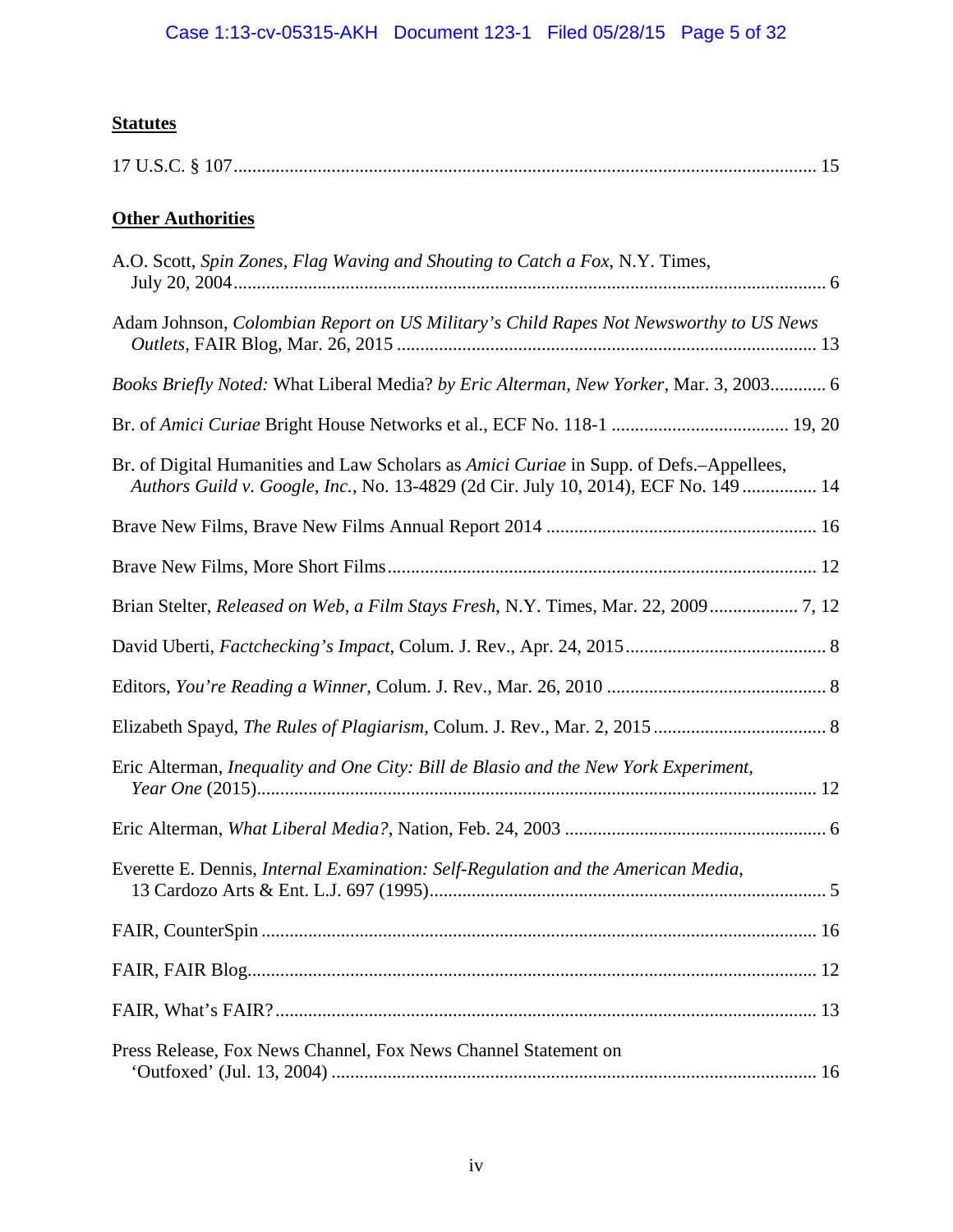**Statutes**

17 U.S.C. § 107............................................................................................................................ 15

**Other Authorities**

A.O. Scott, *Spin Zones, Flag Waving and Shouting to Catch a Fox*, N.Y. Times, July 20, 2004............................................................................................................................... 6

Adam Johnson, *Colombian Report on US Military's Child Rapes Not Newsworthy to US News Outlets*, FAIR Blog, Mar. 26, 2015 ......................................................................................... 13

*Books Briefly Noted:* What Liberal Media? *by Eric Alterman*, *New Yorker*, Mar. 3, 2003............ 6

Br. of *Amici Curiae* Bright House Networks et al., ECF No. 118-1 ...................................... 19, 20

Br. of Digital Humanities and Law Scholars as *Amici Curiae* in Supp. of Defs.–Appellees, *Authors Guild v. Google, Inc.*, No. 13-4829 (2d Cir. July 10, 2014), ECF No. 149 ................ 14

Brave New Films, Brave New Films Annual Report 2014 .......................................................... 16

Brave New Films, More Short Films........................................................................................... 12

Brian Stelter, *Released on Web, a Film Stays Fresh*, N.Y. Times, Mar. 22, 2009.................. 7, 12

David Uberti, *Factchecking's Impact*, Colum. J. Rev., Apr. 24, 2015........................................... 8

Editors, *You're Reading a Winner*, Colum. J. Rev., Mar. 26, 2010 ............................................... 8

Elizabeth Spayd, *The Rules of Plagiarism*, Colum. J. Rev., Mar. 2, 2015..................................... 8

Eric Alterman, *Inequality and One City: Bill de Blasio and the New York Experiment, Year One* (2015)......................................................................................................................... 12

Eric Alterman, *What Liberal Media?*, Nation, Feb. 24, 2003 ........................................................ 6

Everette E. Dennis, *Internal Examination: Self-Regulation and the American Media*, 13 Cardozo Arts & Ent. L.J. 697 (1995).................................................................................... 5

FAIR, CounterSpin ...................................................................................................................... 16

FAIR, FAIR Blog......................................................................................................................... 12

FAIR, What's FAIR?.................................................................................................................... 13

Press Release, Fox News Channel, Fox News Channel Statement on 'Outfoxed' (Jul. 13, 2004) ....................................................................................................... 16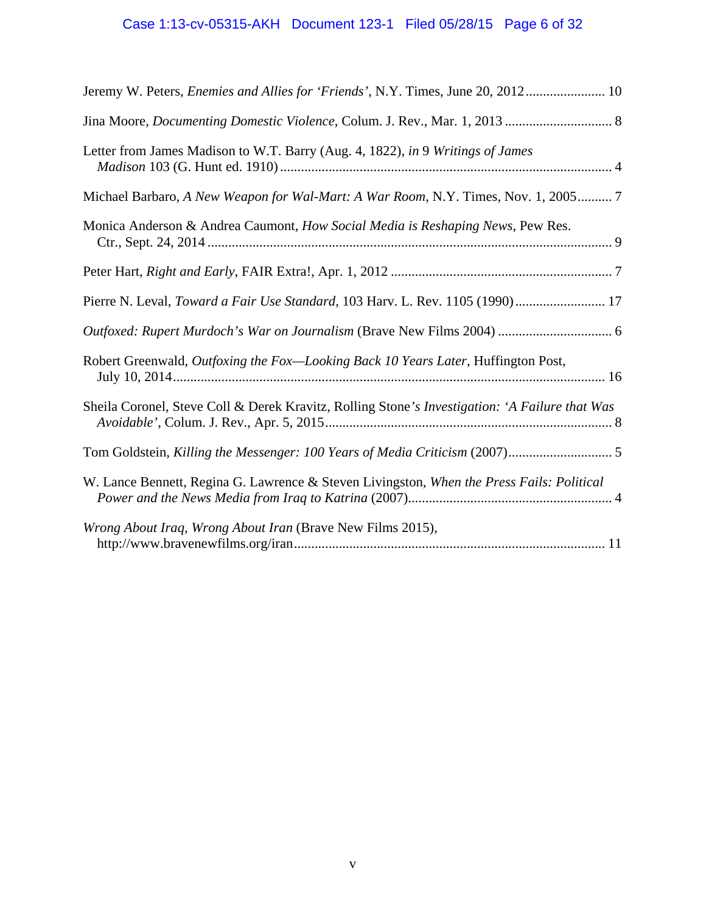Jeremy W. Peters, *Enemies and Allies for 'Friends'*, N.Y. Times, June 20, 2012....................... 10

Jina Moore, *Documenting Domestic Violence*, Colum. J. Rev., Mar. 1, 2013 ............................... 8

Letter from James Madison to W.T. Barry (Aug. 4, 1822), *in* 9 *Writings of James Madison* 103 (G. Hunt ed. 1910) ................................................................................................ 4

Michael Barbaro, *A New Weapon for Wal-Mart: A War Room*, N.Y. Times, Nov. 1, 2005.......... 7

Monica Anderson & Andrea Caumont, *How Social Media is Reshaping News*, Pew Res. Ctr., Sept. 24, 2014 ..................................................................................................................... 9

Peter Hart, *Right and Early*, FAIR Extra!, Apr. 1, 2012 ................................................................ 7

Pierre N. Leval, *Toward a Fair Use Standard*, 103 Harv. L. Rev. 1105 (1990).......................... 17

*Outfoxed: Rupert Murdoch's War on Journalism* (Brave New Films 2004) ................................. 6

Robert Greenwald, *Outfoxing the Fox—Looking Back 10 Years Later*, Huffington Post, July 10, 2014............................................................................................................................ 16

Sheila Coronel, Steve Coll & Derek Kravitz, Rolling Stone*'s Investigation: 'A Failure that Was Avoidable'*, Colum. J. Rev., Apr. 5, 2015.................................................................................. 8

Tom Goldstein, *Killing the Messenger: 100 Years of Media Criticism* (2007).............................. 5

W. Lance Bennett, Regina G. Lawrence & Steven Livingston, *When the Press Fails: Political Power and the News Media from Iraq to Katrina* (2007)........................................................... 4

*Wrong About Iraq, Wrong About Iran* (Brave New Films 2015), http://www.bravenewfilms.org/iran......................................................................................... 11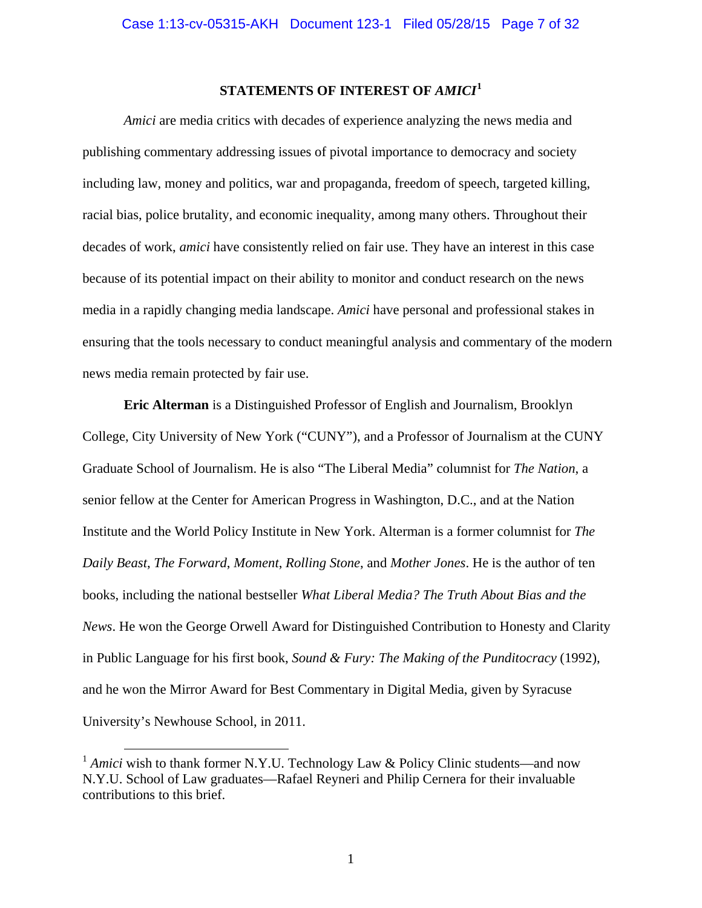## STATEMENTS OF INTEREST OF *AMICI*[1]

*Amici* are media critics with decades of experience analyzing the news media and publishing commentary addressing issues of pivotal importance to democracy and society including law, money and politics, war and propaganda, freedom of speech, targeted killing, racial bias, police brutality, and economic inequality, among many others. Throughout their decades of work, *amici* have consistently relied on fair use. They have an interest in this case because of its potential impact on their ability to monitor and conduct research on the news media in a rapidly changing media landscape. *Amici* have personal and professional stakes in ensuring that the tools necessary to conduct meaningful analysis and commentary of the modern news media remain protected by fair use.

**Eric Alterman** is a Distinguished Professor of English and Journalism, Brooklyn College, City University of New York ("CUNY"), and a Professor of Journalism at the CUNY Graduate School of Journalism. He is also "The Liberal Media" columnist for *The Nation*, a senior fellow at the Center for American Progress in Washington, D.C., and at the Nation Institute and the World Policy Institute in New York. Alterman is a former columnist for *The Daily Beast*, *The Forward*, *Moment*, *Rolling Stone*, and *Mother Jones*. He is the author of ten books, including the national bestseller *What Liberal Media? The Truth About Bias and the News*. He won the George Orwell Award for Distinguished Contribution to Honesty and Clarity in Public Language for his first book, *Sound & Fury: The Making of the Punditocracy* (1992), and he won the Mirror Award for Best Commentary in Digital Media, given by Syracuse University's Newhouse School, in 2011.

[1] *Amici* wish to thank former N.Y.U. Technology Law & Policy Clinic students—and now N.Y.U. School of Law graduates—Rafael Reyneri and Philip Cernera for their invaluable contributions to this brief.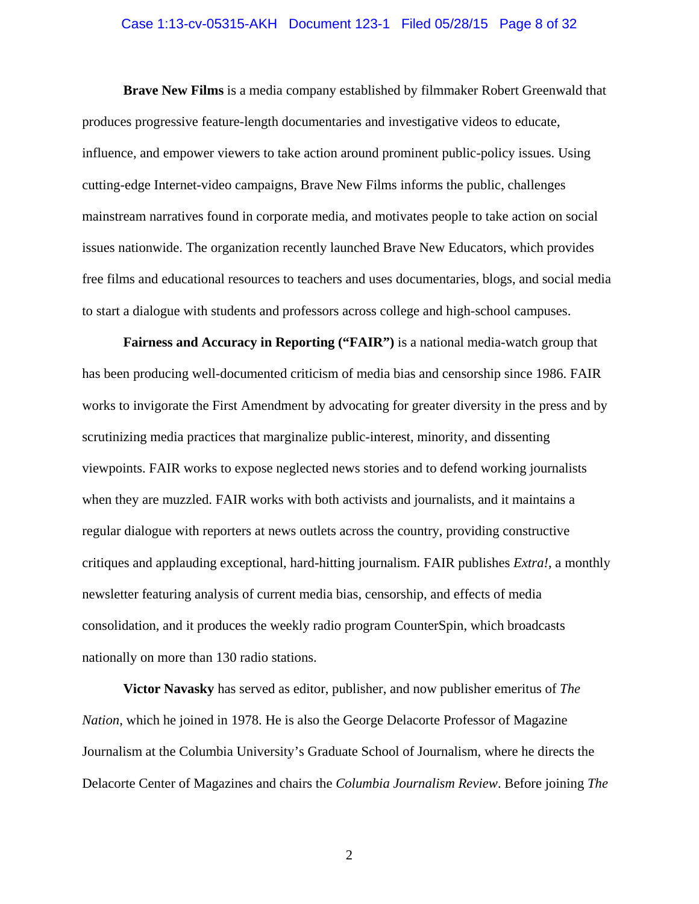**Brave New Films** is a media company established by filmmaker Robert Greenwald that produces progressive feature-length documentaries and investigative videos to educate, influence, and empower viewers to take action around prominent public-policy issues. Using cutting-edge Internet-video campaigns, Brave New Films informs the public, challenges mainstream narratives found in corporate media, and motivates people to take action on social issues nationwide. The organization recently launched Brave New Educators, which provides free films and educational resources to teachers and uses documentaries, blogs, and social media to start a dialogue with students and professors across college and high-school campuses.

**Fairness and Accuracy in Reporting ("FAIR")** is a national media-watch group that has been producing well-documented criticism of media bias and censorship since 1986. FAIR works to invigorate the First Amendment by advocating for greater diversity in the press and by scrutinizing media practices that marginalize public-interest, minority, and dissenting viewpoints. FAIR works to expose neglected news stories and to defend working journalists when they are muzzled. FAIR works with both activists and journalists, and it maintains a regular dialogue with reporters at news outlets across the country, providing constructive critiques and applauding exceptional, hard-hitting journalism. FAIR publishes *Extra!*, a monthly newsletter featuring analysis of current media bias, censorship, and effects of media consolidation, and it produces the weekly radio program CounterSpin, which broadcasts nationally on more than 130 radio stations.

**Victor Navasky** has served as editor, publisher, and now publisher emeritus of *The Nation*, which he joined in 1978. He is also the George Delacorte Professor of Magazine Journalism at the Columbia University's Graduate School of Journalism, where he directs the Delacorte Center of Magazines and chairs the *Columbia Journalism Review*. Before joining *The*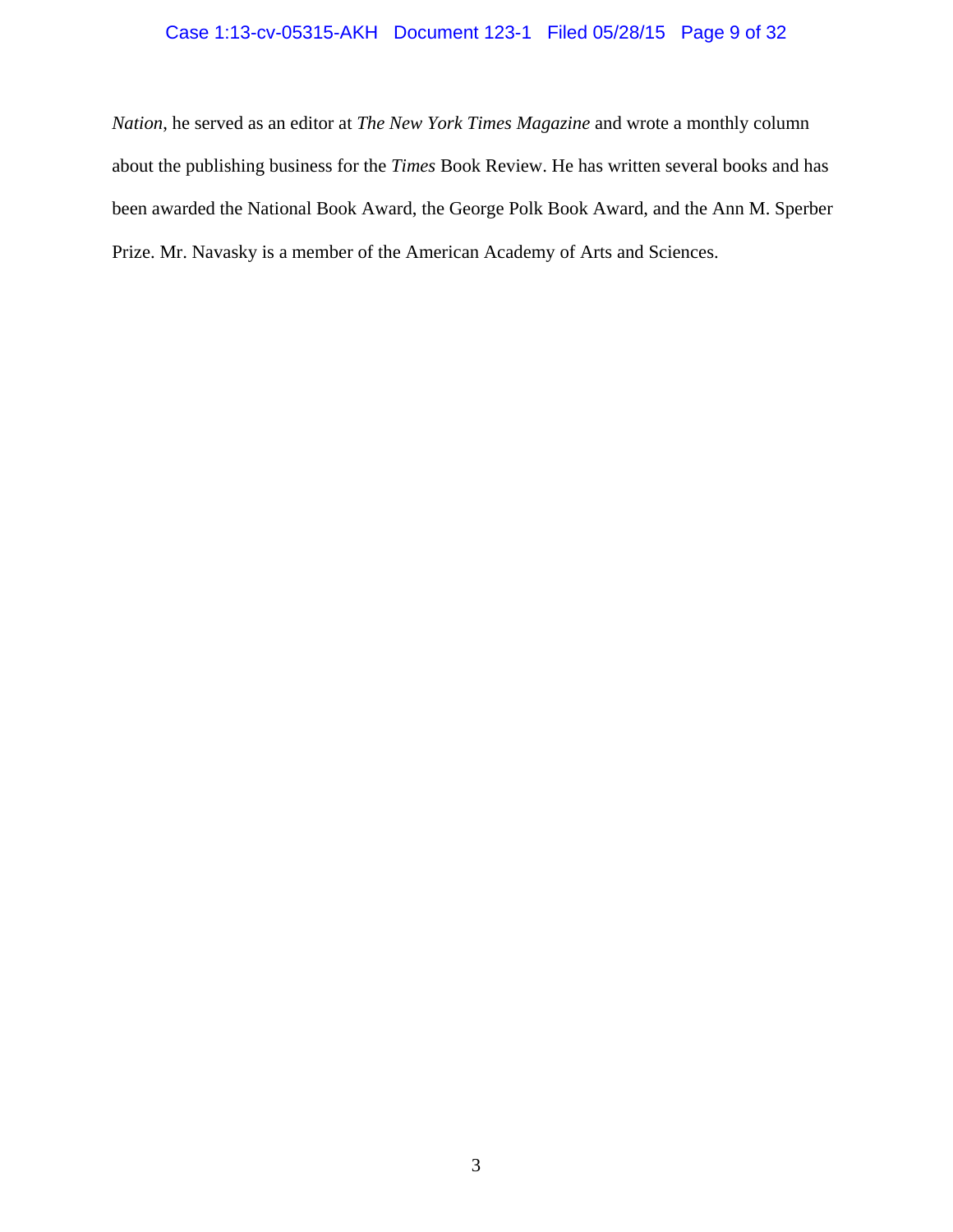*Nation*, he served as an editor at *The New York Times Magazine* and wrote a monthly column about the publishing business for the *Times* Book Review. He has written several books and has been awarded the National Book Award, the George Polk Book Award, and the Ann M. Sperber Prize. Mr. Navasky is a member of the American Academy of Arts and Sciences.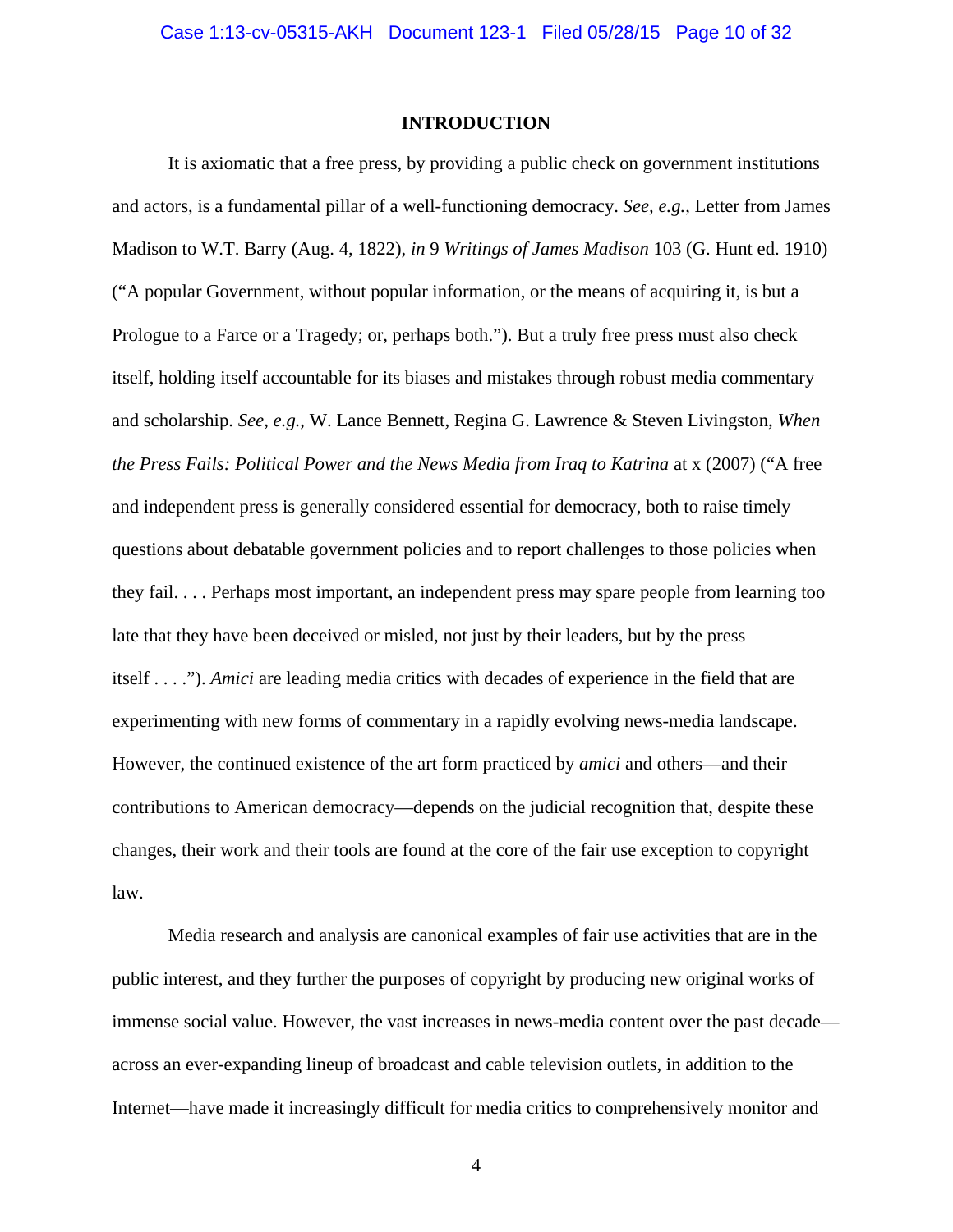## INTRODUCTION

It is axiomatic that a free press, by providing a public check on government institutions and actors, is a fundamental pillar of a well-functioning democracy. *See, e.g.*, Letter from James Madison to W.T. Barry (Aug. 4, 1822), *in* 9 *Writings of James Madison* 103 (G. Hunt ed. 1910) ("A popular Government, without popular information, or the means of acquiring it, is but a Prologue to a Farce or a Tragedy; or, perhaps both."). But a truly free press must also check itself, holding itself accountable for its biases and mistakes through robust media commentary and scholarship. *See, e.g.*, W. Lance Bennett, Regina G. Lawrence & Steven Livingston, *When the Press Fails: Political Power and the News Media from Iraq to Katrina* at x (2007) ("A free and independent press is generally considered essential for democracy, both to raise timely questions about debatable government policies and to report challenges to those policies when they fail. . . . Perhaps most important, an independent press may spare people from learning too late that they have been deceived or misled, not just by their leaders, but by the press itself . . . ."). *Amici* are leading media critics with decades of experience in the field that are experimenting with new forms of commentary in a rapidly evolving news-media landscape. However, the continued existence of the art form practiced by *amici* and others—and their contributions to American democracy—depends on the judicial recognition that, despite these changes, their work and their tools are found at the core of the fair use exception to copyright law.

Media research and analysis are canonical examples of fair use activities that are in the public interest, and they further the purposes of copyright by producing new original works of immense social value. However, the vast increases in news-media content over the past decade—across an ever-expanding lineup of broadcast and cable television outlets, in addition to the Internet—have made it increasingly difficult for media critics to comprehensively monitor and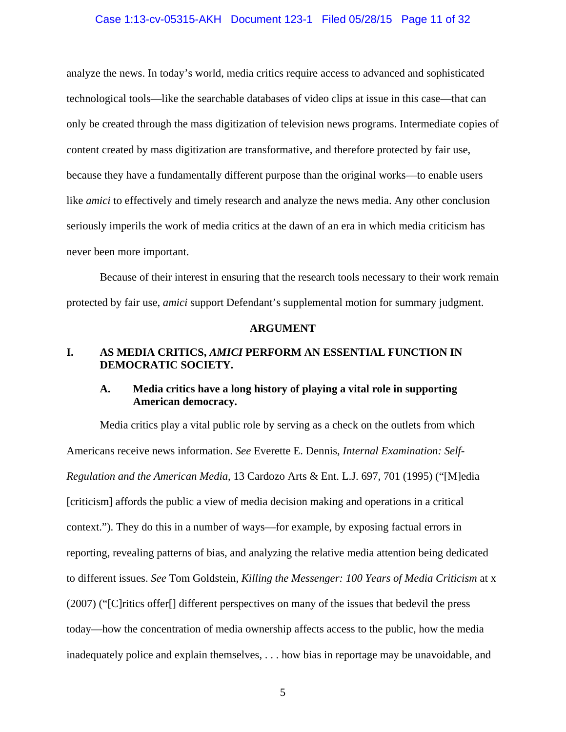analyze the news. In today's world, media critics require access to advanced and sophisticated technological tools—like the searchable databases of video clips at issue in this case—that can only be created through the mass digitization of television news programs. Intermediate copies of content created by mass digitization are transformative, and therefore protected by fair use, because they have a fundamentally different purpose than the original works—to enable users like *amici* to effectively and timely research and analyze the news media. Any other conclusion seriously imperils the work of media critics at the dawn of an era in which media criticism has never been more important.

Because of their interest in ensuring that the research tools necessary to their work remain protected by fair use, *amici* support Defendant's supplemental motion for summary judgment.

## ARGUMENT

### I. AS MEDIA CRITICS, *AMICI* PERFORM AN ESSENTIAL FUNCTION IN DEMOCRATIC SOCIETY.

#### A. Media critics have a long history of playing a vital role in supporting American democracy.

Media critics play a vital public role by serving as a check on the outlets from which Americans receive news information. *See* Everette E. Dennis, *Internal Examination: Self-Regulation and the American Media*, 13 Cardozo Arts & Ent. L.J. 697, 701 (1995) ("[M]edia [criticism] affords the public a view of media decision making and operations in a critical context."). They do this in a number of ways—for example, by exposing factual errors in reporting, revealing patterns of bias, and analyzing the relative media attention being dedicated to different issues. *See* Tom Goldstein, *Killing the Messenger: 100 Years of Media Criticism* at x (2007) ("[C]ritics offer[] different perspectives on many of the issues that bedevil the press today—how the concentration of media ownership affects access to the public, how the media inadequately police and explain themselves, . . . how bias in reportage may be unavoidable, and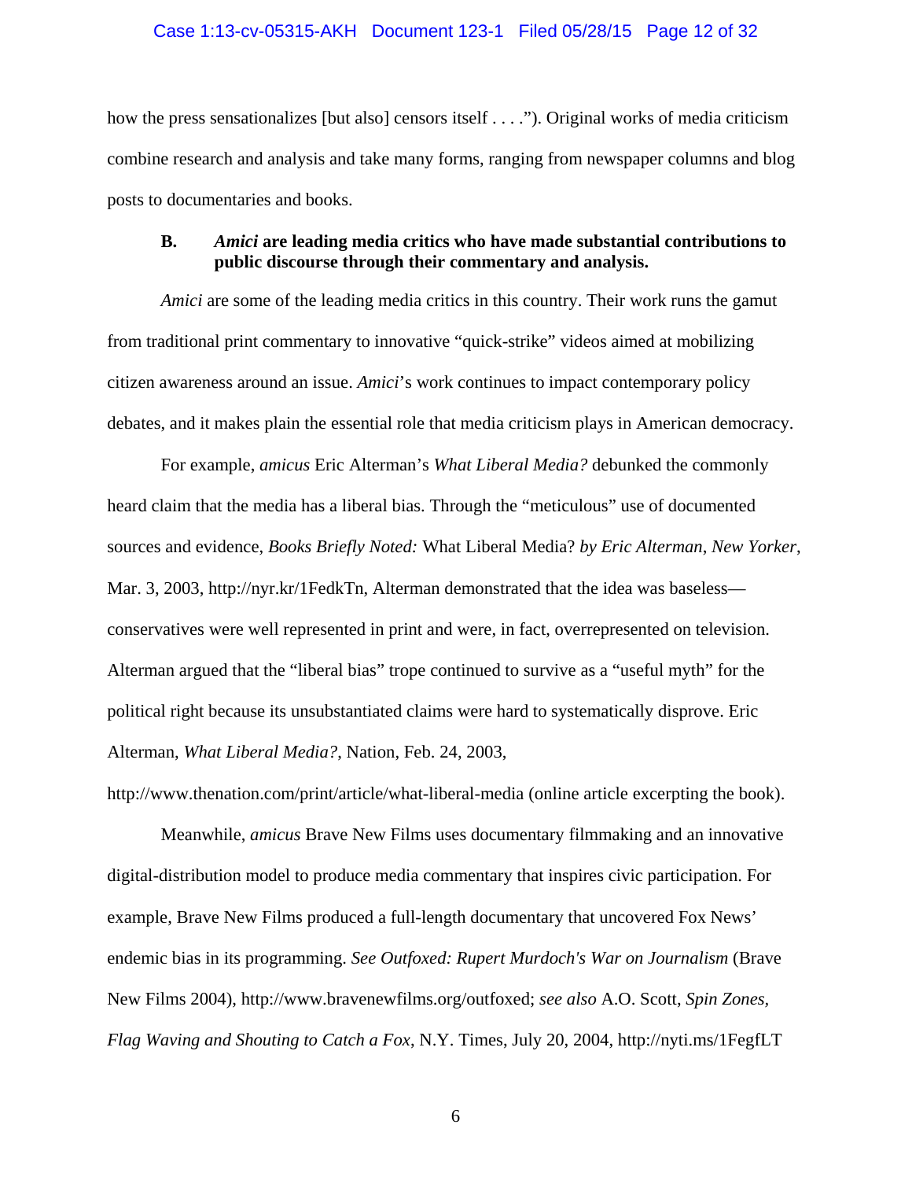how the press sensationalizes [but also] censors itself . . . ."). Original works of media criticism combine research and analysis and take many forms, ranging from newspaper columns and blog posts to documentaries and books.

### B. *Amici* are leading media critics who have made substantial contributions to public discourse through their commentary and analysis.

*Amici* are some of the leading media critics in this country. Their work runs the gamut from traditional print commentary to innovative "quick-strike" videos aimed at mobilizing citizen awareness around an issue. *Amici*'s work continues to impact contemporary policy debates, and it makes plain the essential role that media criticism plays in American democracy.

For example, *amicus* Eric Alterman's *What Liberal Media?* debunked the commonly heard claim that the media has a liberal bias. Through the "meticulous" use of documented sources and evidence, *Books Briefly Noted:* What Liberal Media? *by Eric Alterman*, *New Yorker*, Mar. 3, 2003, http://nyr.kr/1FedkTn, Alterman demonstrated that the idea was baseless—conservatives were well represented in print and were, in fact, overrepresented on television. Alterman argued that the "liberal bias" trope continued to survive as a "useful myth" for the political right because its unsubstantiated claims were hard to systematically disprove. Eric Alterman, *What Liberal Media?*, Nation, Feb. 24, 2003, http://www.thenation.com/print/article/what-liberal-media (online article excerpting the book).

Meanwhile, *amicus* Brave New Films uses documentary filmmaking and an innovative digital-distribution model to produce media commentary that inspires civic participation. For example, Brave New Films produced a full-length documentary that uncovered Fox News' endemic bias in its programming. *See Outfoxed: Rupert Murdoch's War on Journalism* (Brave New Films 2004), http://www.bravenewfilms.org/outfoxed; *see also* A.O. Scott, *Spin Zones, Flag Waving and Shouting to Catch a Fox*, N.Y. Times, July 20, 2004, http://nyti.ms/1FegfLT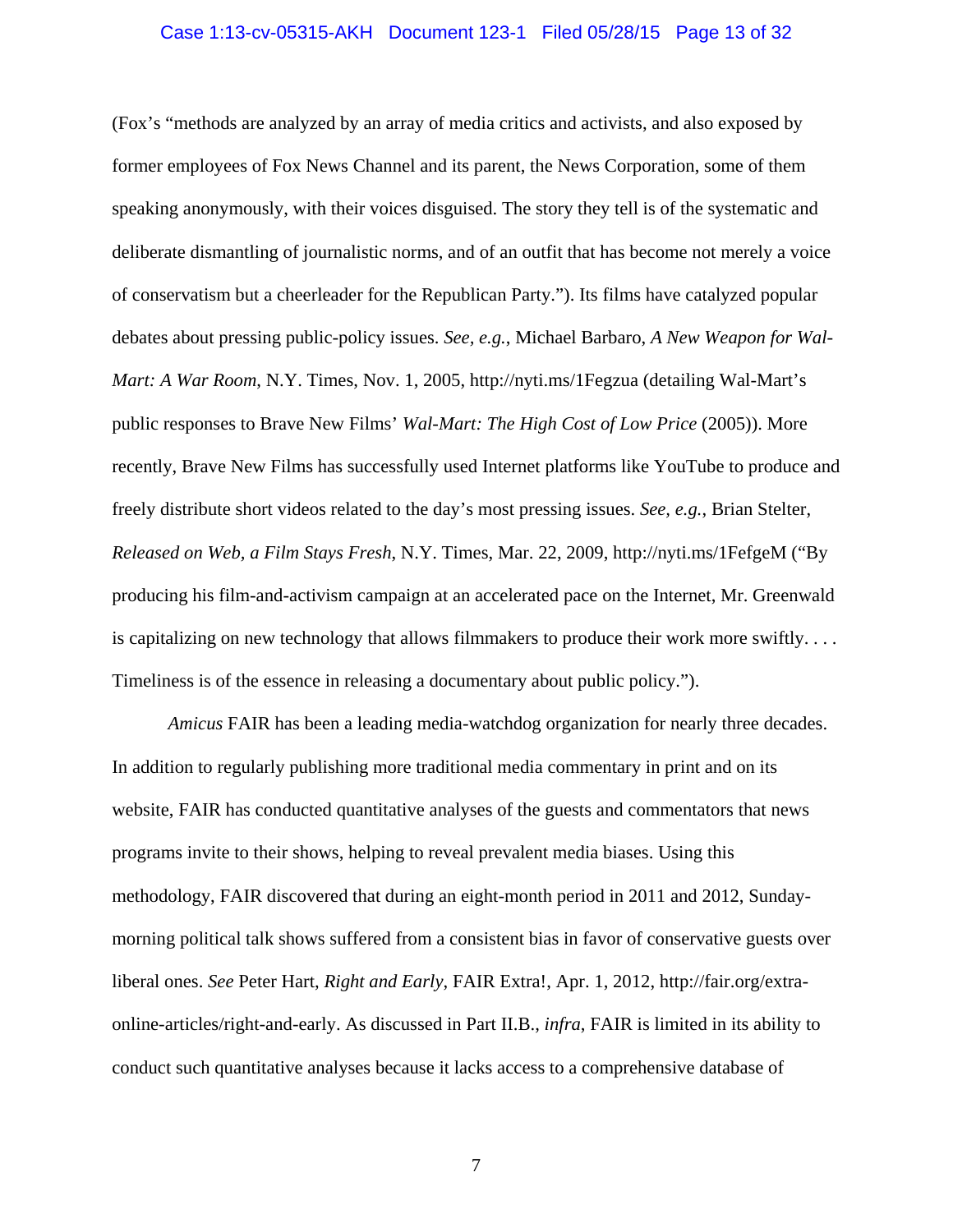(Fox's "methods are analyzed by an array of media critics and activists, and also exposed by former employees of Fox News Channel and its parent, the News Corporation, some of them speaking anonymously, with their voices disguised. The story they tell is of the systematic and deliberate dismantling of journalistic norms, and of an outfit that has become not merely a voice of conservatism but a cheerleader for the Republican Party."). Its films have catalyzed popular debates about pressing public-policy issues. *See, e.g.*, Michael Barbaro, *A New Weapon for Wal-Mart: A War Room*, N.Y. Times, Nov. 1, 2005, http://nyti.ms/1Fegzua (detailing Wal-Mart's public responses to Brave New Films' *Wal-Mart: The High Cost of Low Price* (2005)). More recently, Brave New Films has successfully used Internet platforms like YouTube to produce and freely distribute short videos related to the day's most pressing issues. *See, e.g.*, Brian Stelter, *Released on Web, a Film Stays Fresh*, N.Y. Times, Mar. 22, 2009, http://nyti.ms/1FefgeM ("By producing his film-and-activism campaign at an accelerated pace on the Internet, Mr. Greenwald is capitalizing on new technology that allows filmmakers to produce their work more swiftly. . . . Timeliness is of the essence in releasing a documentary about public policy.").

*Amicus* FAIR has been a leading media-watchdog organization for nearly three decades. In addition to regularly publishing more traditional media commentary in print and on its website, FAIR has conducted quantitative analyses of the guests and commentators that news programs invite to their shows, helping to reveal prevalent media biases. Using this methodology, FAIR discovered that during an eight-month period in 2011 and 2012, Sunday-morning political talk shows suffered from a consistent bias in favor of conservative guests over liberal ones. *See* Peter Hart, *Right and Early*, FAIR Extra!, Apr. 1, 2012, http://fair.org/extra-online-articles/right-and-early. As discussed in Part II.B., *infra*, FAIR is limited in its ability to conduct such quantitative analyses because it lacks access to a comprehensive database of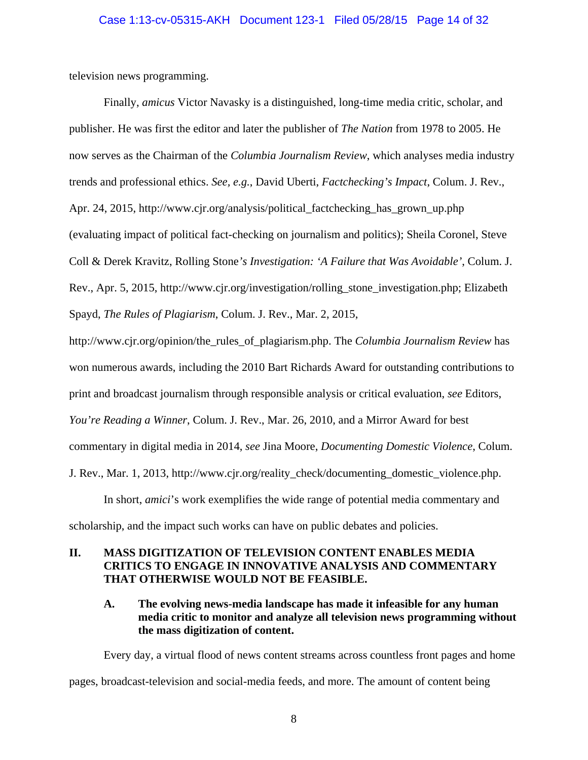television news programming.

Finally, *amicus* Victor Navasky is a distinguished, long-time media critic, scholar, and publisher. He was first the editor and later the publisher of *The Nation* from 1978 to 2005. He now serves as the Chairman of the *Columbia Journalism Review*, which analyses media industry trends and professional ethics. *See, e.g.*, David Uberti, *Factchecking's Impact*, Colum. J. Rev., Apr. 24, 2015, http://www.cjr.org/analysis/political_factchecking_has_grown_up.php (evaluating impact of political fact-checking on journalism and politics); Sheila Coronel, Steve Coll & Derek Kravitz, Rolling Stone*'s Investigation: 'A Failure that Was Avoidable'*, Colum. J. Rev., Apr. 5, 2015, http://www.cjr.org/investigation/rolling_stone_investigation.php; Elizabeth Spayd, *The Rules of Plagiarism*, Colum. J. Rev., Mar. 2, 2015, http://www.cjr.org/opinion/the_rules_of_plagiarism.php. The *Columbia Journalism Review* has won numerous awards, including the 2010 Bart Richards Award for outstanding contributions to print and broadcast journalism through responsible analysis or critical evaluation, *see* Editors, *You're Reading a Winner*, Colum. J. Rev., Mar. 26, 2010, and a Mirror Award for best commentary in digital media in 2014, *see* Jina Moore, *Documenting Domestic Violence*, Colum. J. Rev., Mar. 1, 2013, http://www.cjr.org/reality_check/documenting_domestic_violence.php.

In short, *amici*'s work exemplifies the wide range of potential media commentary and scholarship, and the impact such works can have on public debates and policies.

## II. MASS DIGITIZATION OF TELEVISION CONTENT ENABLES MEDIA CRITICS TO ENGAGE IN INNOVATIVE ANALYSIS AND COMMENTARY THAT OTHERWISE WOULD NOT BE FEASIBLE.

### A. The evolving news-media landscape has made it infeasible for any human media critic to monitor and analyze all television news programming without the mass digitization of content.

Every day, a virtual flood of news content streams across countless front pages and home pages, broadcast-television and social-media feeds, and more. The amount of content being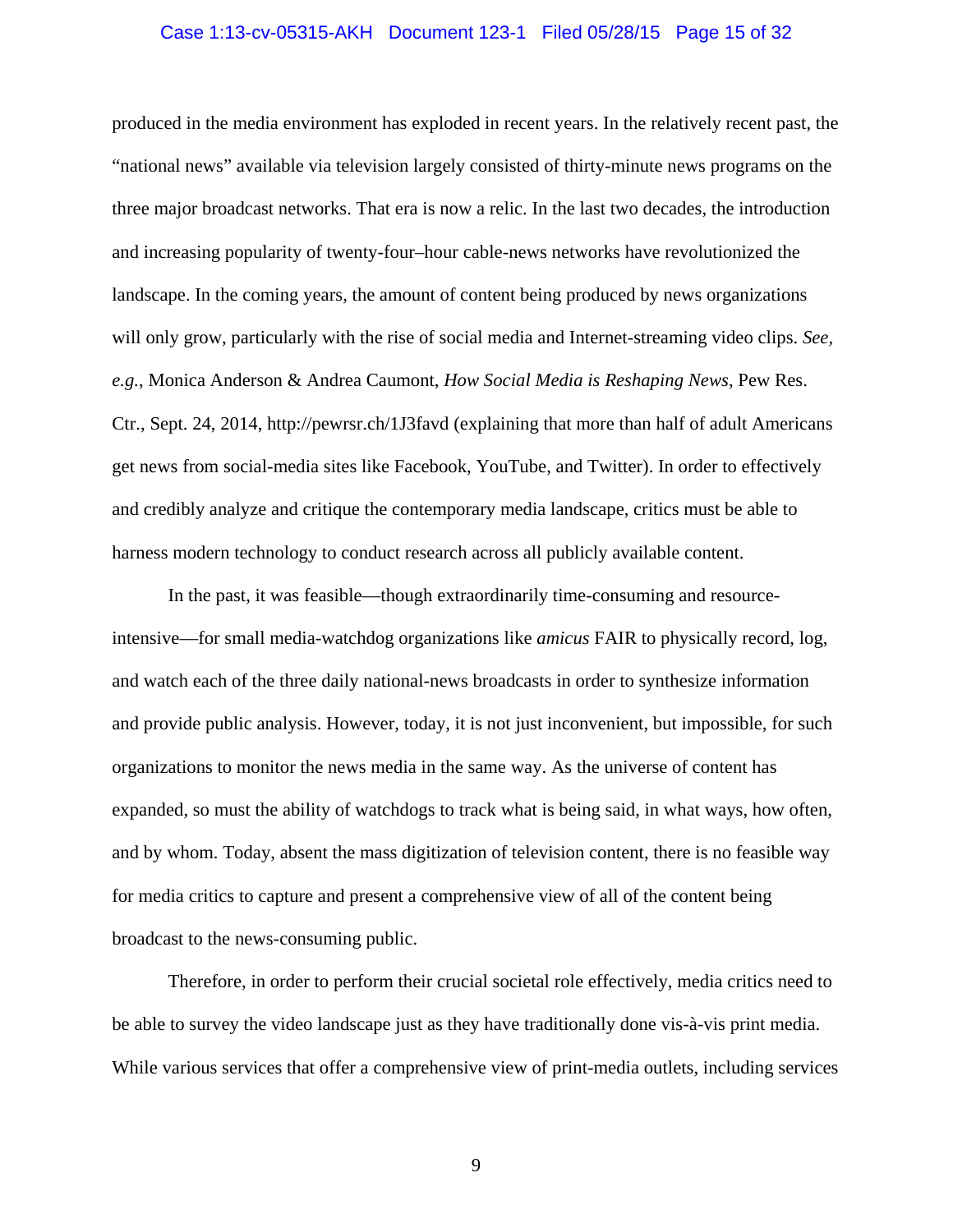produced in the media environment has exploded in recent years. In the relatively recent past, the "national news" available via television largely consisted of thirty-minute news programs on the three major broadcast networks. That era is now a relic. In the last two decades, the introduction and increasing popularity of twenty-four–hour cable-news networks have revolutionized the landscape. In the coming years, the amount of content being produced by news organizations will only grow, particularly with the rise of social media and Internet-streaming video clips. *See, e.g.*, Monica Anderson & Andrea Caumont, *How Social Media is Reshaping News*, Pew Res. Ctr., Sept. 24, 2014, http://pewrsr.ch/1J3favd (explaining that more than half of adult Americans get news from social-media sites like Facebook, YouTube, and Twitter). In order to effectively and credibly analyze and critique the contemporary media landscape, critics must be able to harness modern technology to conduct research across all publicly available content.

In the past, it was feasible—though extraordinarily time-consuming and resource-intensive—for small media-watchdog organizations like *amicus* FAIR to physically record, log, and watch each of the three daily national-news broadcasts in order to synthesize information and provide public analysis. However, today, it is not just inconvenient, but impossible, for such organizations to monitor the news media in the same way. As the universe of content has expanded, so must the ability of watchdogs to track what is being said, in what ways, how often, and by whom. Today, absent the mass digitization of television content, there is no feasible way for media critics to capture and present a comprehensive view of all of the content being broadcast to the news-consuming public.

Therefore, in order to perform their crucial societal role effectively, media critics need to be able to survey the video landscape just as they have traditionally done vis-à-vis print media. While various services that offer a comprehensive view of print-media outlets, including services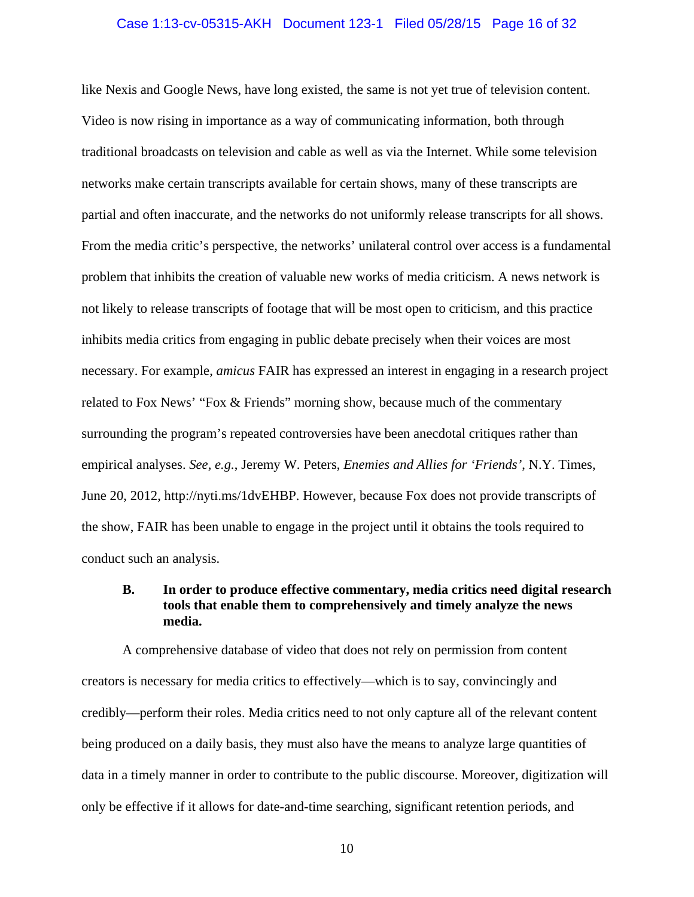like Nexis and Google News, have long existed, the same is not yet true of television content. Video is now rising in importance as a way of communicating information, both through traditional broadcasts on television and cable as well as via the Internet. While some television networks make certain transcripts available for certain shows, many of these transcripts are partial and often inaccurate, and the networks do not uniformly release transcripts for all shows. From the media critic's perspective, the networks' unilateral control over access is a fundamental problem that inhibits the creation of valuable new works of media criticism. A news network is not likely to release transcripts of footage that will be most open to criticism, and this practice inhibits media critics from engaging in public debate precisely when their voices are most necessary. For example, *amicus* FAIR has expressed an interest in engaging in a research project related to Fox News' "Fox & Friends" morning show, because much of the commentary surrounding the program's repeated controversies have been anecdotal critiques rather than empirical analyses. *See, e.g.*, Jeremy W. Peters, *Enemies and Allies for 'Friends'*, N.Y. Times, June 20, 2012, http://nyti.ms/1dvEHBP. However, because Fox does not provide transcripts of the show, FAIR has been unable to engage in the project until it obtains the tools required to conduct such an analysis.

### B. In order to produce effective commentary, media critics need digital research tools that enable them to comprehensively and timely analyze the news media.

A comprehensive database of video that does not rely on permission from content creators is necessary for media critics to effectively—which is to say, convincingly and credibly—perform their roles. Media critics need to not only capture all of the relevant content being produced on a daily basis, they must also have the means to analyze large quantities of data in a timely manner in order to contribute to the public discourse. Moreover, digitization will only be effective if it allows for date-and-time searching, significant retention periods, and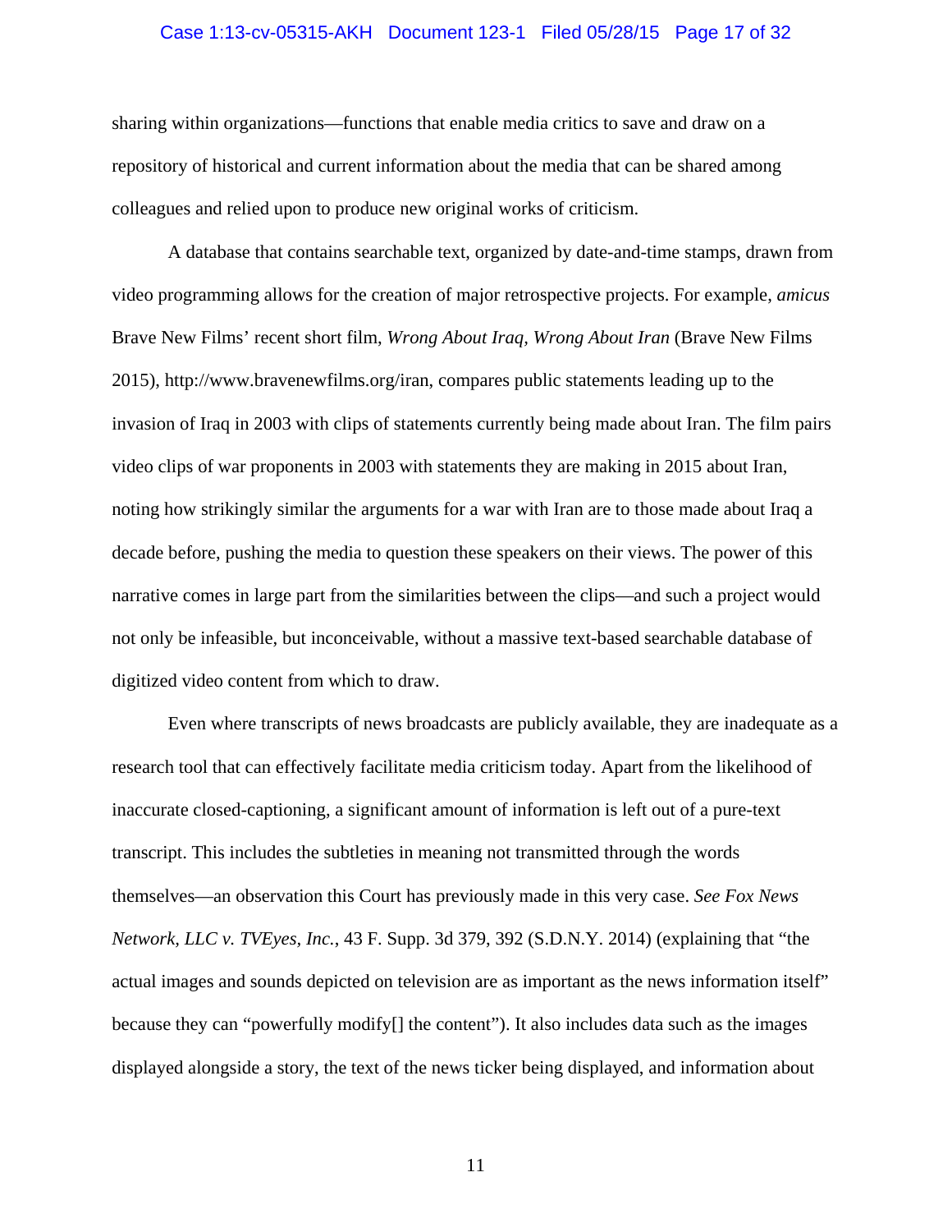sharing within organizations—functions that enable media critics to save and draw on a repository of historical and current information about the media that can be shared among colleagues and relied upon to produce new original works of criticism.

A database that contains searchable text, organized by date-and-time stamps, drawn from video programming allows for the creation of major retrospective projects. For example, *amicus* Brave New Films' recent short film, *Wrong About Iraq, Wrong About Iran* (Brave New Films 2015), http://www.bravenewfilms.org/iran, compares public statements leading up to the invasion of Iraq in 2003 with clips of statements currently being made about Iran. The film pairs video clips of war proponents in 2003 with statements they are making in 2015 about Iran, noting how strikingly similar the arguments for a war with Iran are to those made about Iraq a decade before, pushing the media to question these speakers on their views. The power of this narrative comes in large part from the similarities between the clips—and such a project would not only be infeasible, but inconceivable, without a massive text-based searchable database of digitized video content from which to draw.

Even where transcripts of news broadcasts are publicly available, they are inadequate as a research tool that can effectively facilitate media criticism today. Apart from the likelihood of inaccurate closed-captioning, a significant amount of information is left out of a pure-text transcript. This includes the subtleties in meaning not transmitted through the words themselves—an observation this Court has previously made in this very case. *See Fox News Network, LLC v. TVEyes, Inc.*, 43 F. Supp. 3d 379, 392 (S.D.N.Y. 2014) (explaining that "the actual images and sounds depicted on television are as important as the news information itself" because they can "powerfully modify[] the content"). It also includes data such as the images displayed alongside a story, the text of the news ticker being displayed, and information about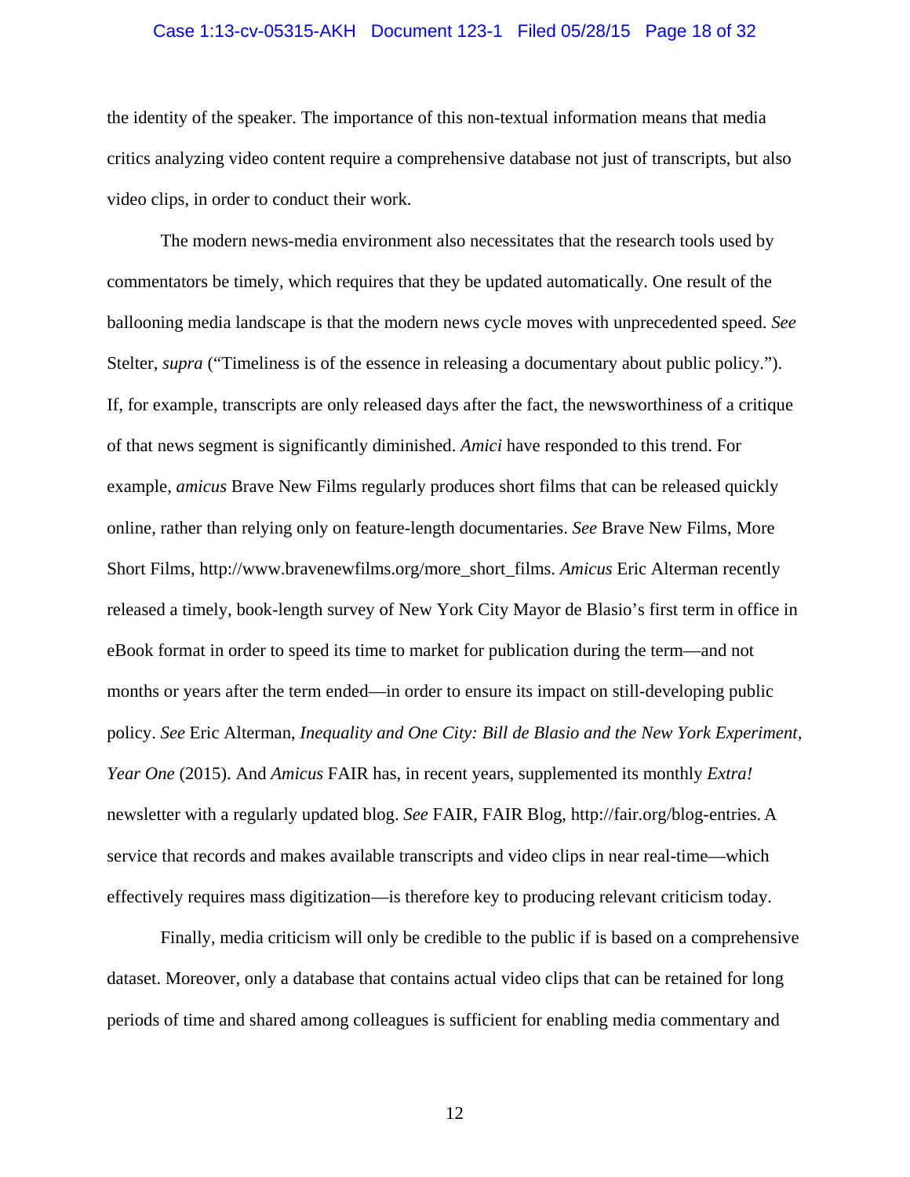the identity of the speaker. The importance of this non-textual information means that media critics analyzing video content require a comprehensive database not just of transcripts, but also video clips, in order to conduct their work.

The modern news-media environment also necessitates that the research tools used by commentators be timely, which requires that they be updated automatically. One result of the ballooning media landscape is that the modern news cycle moves with unprecedented speed. *See* Stelter, *supra* ("Timeliness is of the essence in releasing a documentary about public policy."). If, for example, transcripts are only released days after the fact, the newsworthiness of a critique of that news segment is significantly diminished. *Amici* have responded to this trend. For example, *amicus* Brave New Films regularly produces short films that can be released quickly online, rather than relying only on feature-length documentaries. *See* Brave New Films, More Short Films, http://www.bravenewfilms.org/more_short_films. *Amicus* Eric Alterman recently released a timely, book-length survey of New York City Mayor de Blasio's first term in office in eBook format in order to speed its time to market for publication during the term—and not months or years after the term ended—in order to ensure its impact on still-developing public policy. *See* Eric Alterman, *Inequality and One City: Bill de Blasio and the New York Experiment, Year One* (2015). And *Amicus* FAIR has, in recent years, supplemented its monthly *Extra!* newsletter with a regularly updated blog. *See* FAIR, FAIR Blog, http://fair.org/blog-entries. A service that records and makes available transcripts and video clips in near real-time—which effectively requires mass digitization—is therefore key to producing relevant criticism today.

Finally, media criticism will only be credible to the public if is based on a comprehensive dataset. Moreover, only a database that contains actual video clips that can be retained for long periods of time and shared among colleagues is sufficient for enabling media commentary and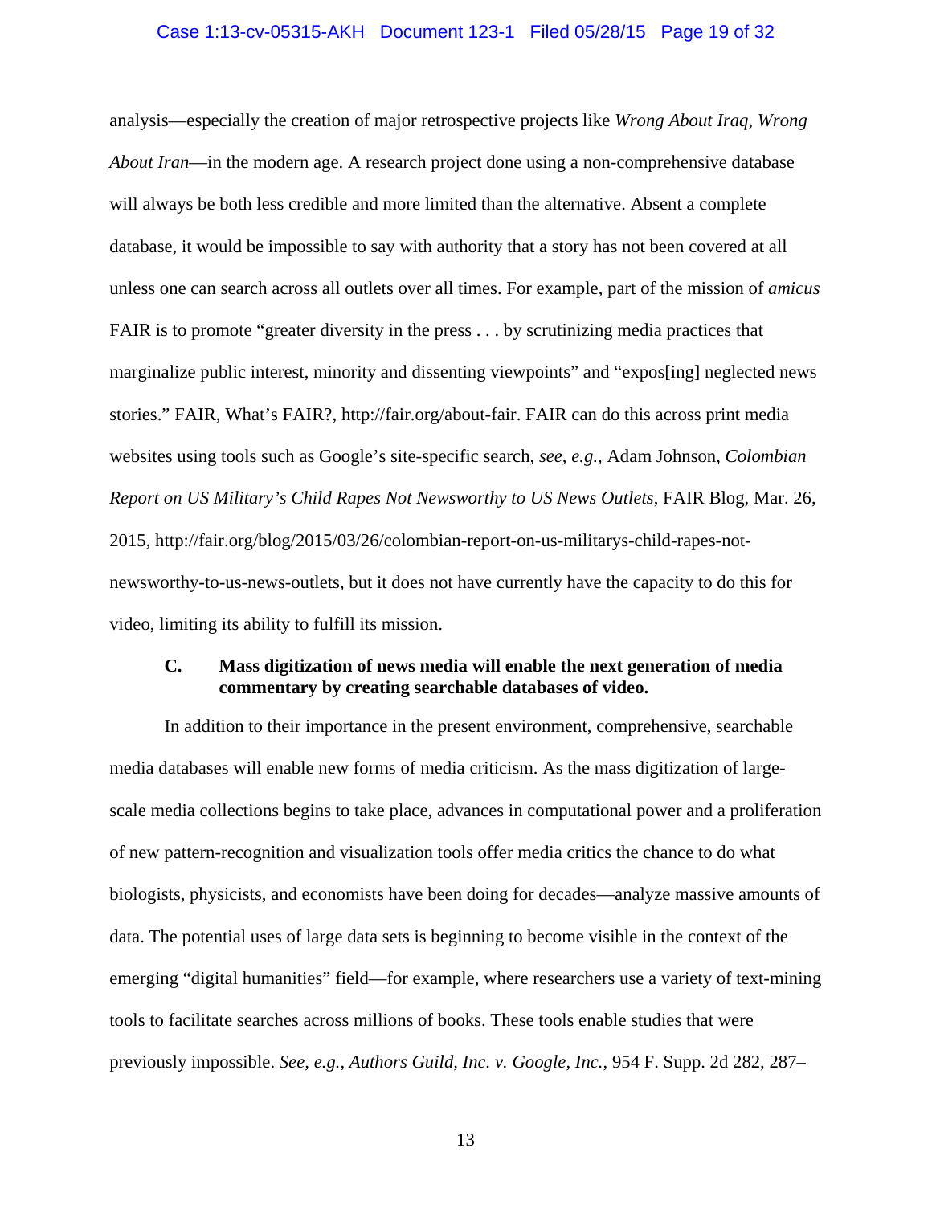analysis—especially the creation of major retrospective projects like *Wrong About Iraq, Wrong About Iran*—in the modern age. A research project done using a non-comprehensive database will always be both less credible and more limited than the alternative. Absent a complete database, it would be impossible to say with authority that a story has not been covered at all unless one can search across all outlets over all times. For example, part of the mission of *amicus* FAIR is to promote "greater diversity in the press . . . by scrutinizing media practices that marginalize public interest, minority and dissenting viewpoints" and "expos[ing] neglected news stories." FAIR, What's FAIR?, http://fair.org/about-fair. FAIR can do this across print media websites using tools such as Google's site-specific search, *see, e.g.*, Adam Johnson, *Colombian Report on US Military's Child Rapes Not Newsworthy to US News Outlets*, FAIR Blog, Mar. 26, 2015, http://fair.org/blog/2015/03/26/colombian-report-on-us-militarys-child-rapes-not-newsworthy-to-us-news-outlets, but it does not have currently have the capacity to do this for video, limiting its ability to fulfill its mission.

### C. Mass digitization of news media will enable the next generation of media commentary by creating searchable databases of video.

In addition to their importance in the present environment, comprehensive, searchable media databases will enable new forms of media criticism. As the mass digitization of large-scale media collections begins to take place, advances in computational power and a proliferation of new pattern-recognition and visualization tools offer media critics the chance to do what biologists, physicists, and economists have been doing for decades—analyze massive amounts of data. The potential uses of large data sets is beginning to become visible in the context of the emerging "digital humanities" field—for example, where researchers use a variety of text-mining tools to facilitate searches across millions of books. These tools enable studies that were previously impossible. *See, e.g.*, *Authors Guild, Inc. v. Google, Inc.*, 954 F. Supp. 2d 282, 287–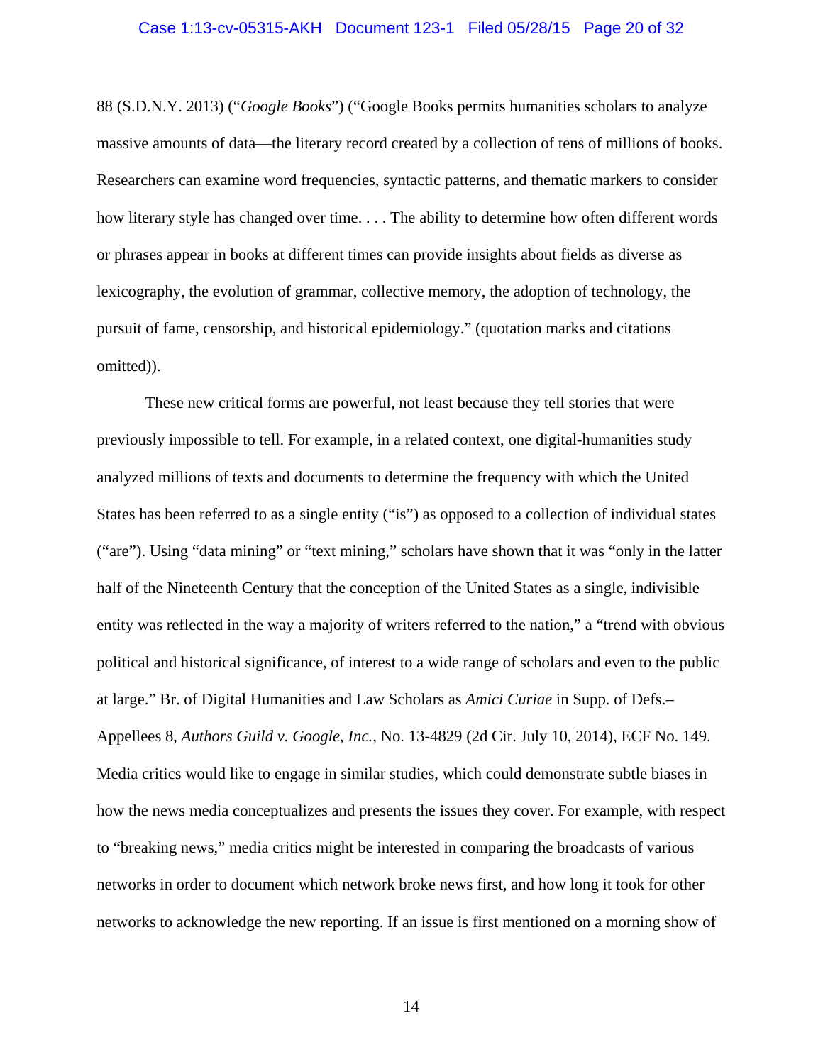88 (S.D.N.Y. 2013) ("*Google Books*") ("Google Books permits humanities scholars to analyze massive amounts of data—the literary record created by a collection of tens of millions of books. Researchers can examine word frequencies, syntactic patterns, and thematic markers to consider how literary style has changed over time. . . . The ability to determine how often different words or phrases appear in books at different times can provide insights about fields as diverse as lexicography, the evolution of grammar, collective memory, the adoption of technology, the pursuit of fame, censorship, and historical epidemiology." (quotation marks and citations omitted)).

These new critical forms are powerful, not least because they tell stories that were previously impossible to tell. For example, in a related context, one digital-humanities study analyzed millions of texts and documents to determine the frequency with which the United States has been referred to as a single entity ("is") as opposed to a collection of individual states ("are"). Using "data mining" or "text mining," scholars have shown that it was "only in the latter half of the Nineteenth Century that the conception of the United States as a single, indivisible entity was reflected in the way a majority of writers referred to the nation," a "trend with obvious political and historical significance, of interest to a wide range of scholars and even to the public at large." Br. of Digital Humanities and Law Scholars as *Amici Curiae* in Supp. of Defs.–Appellees 8, *Authors Guild v. Google, Inc.*, No. 13-4829 (2d Cir. July 10, 2014), ECF No. 149. Media critics would like to engage in similar studies, which could demonstrate subtle biases in how the news media conceptualizes and presents the issues they cover. For example, with respect to "breaking news," media critics might be interested in comparing the broadcasts of various networks in order to document which network broke news first, and how long it took for other networks to acknowledge the new reporting. If an issue is first mentioned on a morning show of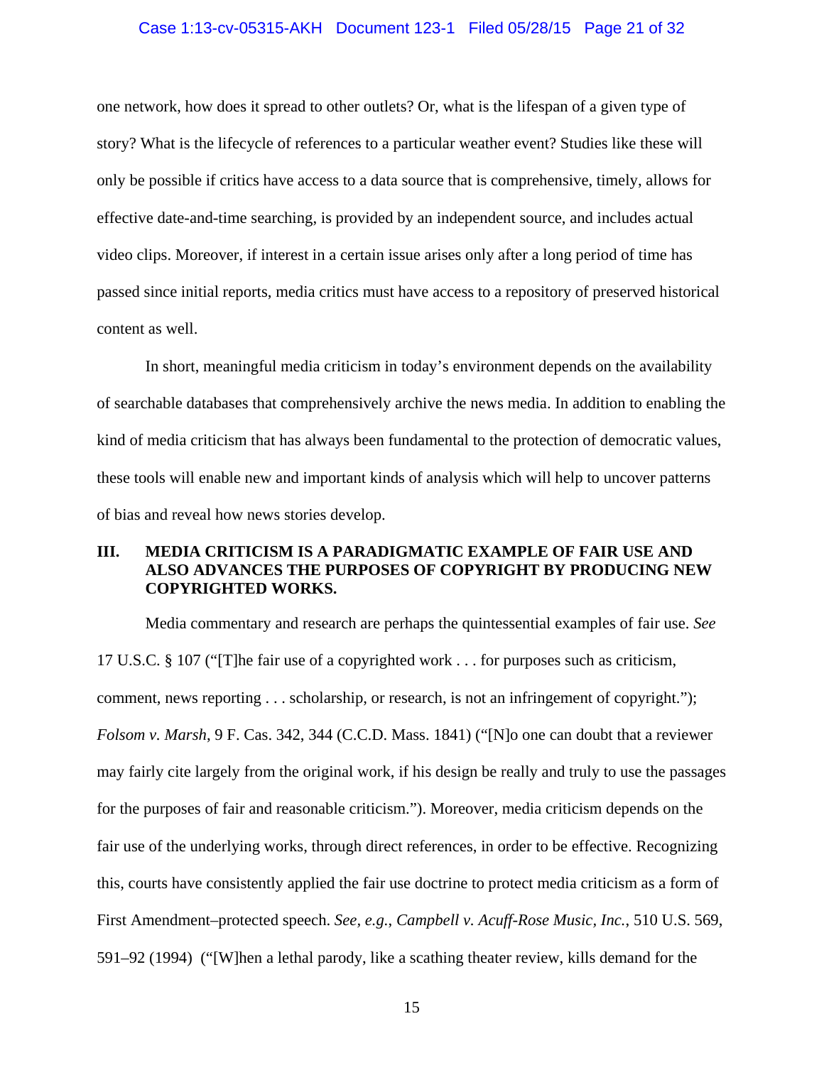one network, how does it spread to other outlets? Or, what is the lifespan of a given type of story? What is the lifecycle of references to a particular weather event? Studies like these will only be possible if critics have access to a data source that is comprehensive, timely, allows for effective date-and-time searching, is provided by an independent source, and includes actual video clips. Moreover, if interest in a certain issue arises only after a long period of time has passed since initial reports, media critics must have access to a repository of preserved historical content as well.

In short, meaningful media criticism in today's environment depends on the availability of searchable databases that comprehensively archive the news media. In addition to enabling the kind of media criticism that has always been fundamental to the protection of democratic values, these tools will enable new and important kinds of analysis which will help to uncover patterns of bias and reveal how news stories develop.

## III. MEDIA CRITICISM IS A PARADIGMATIC EXAMPLE OF FAIR USE AND ALSO ADVANCES THE PURPOSES OF COPYRIGHT BY PRODUCING NEW COPYRIGHTED WORKS.

Media commentary and research are perhaps the quintessential examples of fair use. *See* 17 U.S.C. § 107 ("[T]he fair use of a copyrighted work . . . for purposes such as criticism, comment, news reporting . . . scholarship, or research, is not an infringement of copyright."); *Folsom v. Marsh*, 9 F. Cas. 342, 344 (C.C.D. Mass. 1841) ("[N]o one can doubt that a reviewer may fairly cite largely from the original work, if his design be really and truly to use the passages for the purposes of fair and reasonable criticism."). Moreover, media criticism depends on the fair use of the underlying works, through direct references, in order to be effective. Recognizing this, courts have consistently applied the fair use doctrine to protect media criticism as a form of First Amendment–protected speech. *See, e.g.*, *Campbell v. Acuff-Rose Music, Inc.*, 510 U.S. 569, 591–92 (1994) ("[W]hen a lethal parody, like a scathing theater review, kills demand for the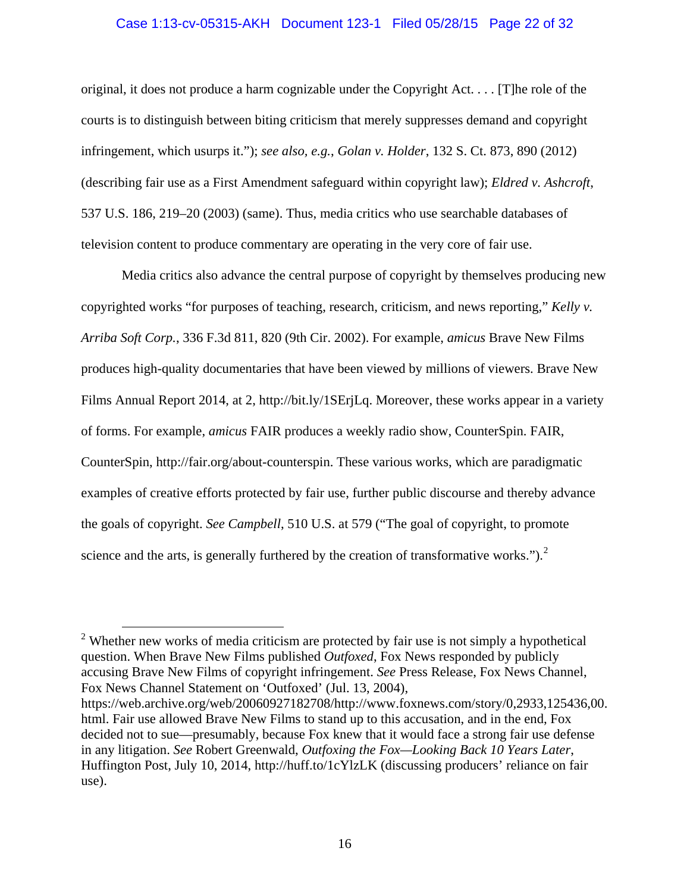original, it does not produce a harm cognizable under the Copyright Act. . . . [T]he role of the courts is to distinguish between biting criticism that merely suppresses demand and copyright infringement, which usurps it."); *see also, e.g.*, *Golan v. Holder*, 132 S. Ct. 873, 890 (2012) (describing fair use as a First Amendment safeguard within copyright law); *Eldred v. Ashcroft*, 537 U.S. 186, 219–20 (2003) (same). Thus, media critics who use searchable databases of television content to produce commentary are operating in the very core of fair use.

Media critics also advance the central purpose of copyright by themselves producing new copyrighted works "for purposes of teaching, research, criticism, and news reporting," *Kelly v. Arriba Soft Corp.*, 336 F.3d 811, 820 (9th Cir. 2002). For example, *amicus* Brave New Films produces high-quality documentaries that have been viewed by millions of viewers. Brave New Films Annual Report 2014, at 2, http://bit.ly/1SErjLq. Moreover, these works appear in a variety of forms. For example, *amicus* FAIR produces a weekly radio show, CounterSpin. FAIR, CounterSpin, http://fair.org/about-counterspin. These various works, which are paradigmatic examples of creative efforts protected by fair use, further public discourse and thereby advance the goals of copyright. *See Campbell*, 510 U.S. at 579 ("The goal of copyright, to promote science and the arts, is generally furthered by the creation of transformative works.").[2]

---

[2] Whether new works of media criticism are protected by fair use is not simply a hypothetical question. When Brave New Films published *Outfoxed*, Fox News responded by publicly accusing Brave New Films of copyright infringement. *See* Press Release, Fox News Channel, Fox News Channel Statement on 'Outfoxed' (Jul. 13, 2004), https://web.archive.org/web/20060927182708/http://www.foxnews.com/story/0,2933,125436,00.html. Fair use allowed Brave New Films to stand up to this accusation, and in the end, Fox decided not to sue—presumably, because Fox knew that it would face a strong fair use defense in any litigation. *See* Robert Greenwald, *Outfoxing the Fox—Looking Back 10 Years Later*, Huffington Post, July 10, 2014, http://huff.to/1cYlzLK (discussing producers' reliance on fair use).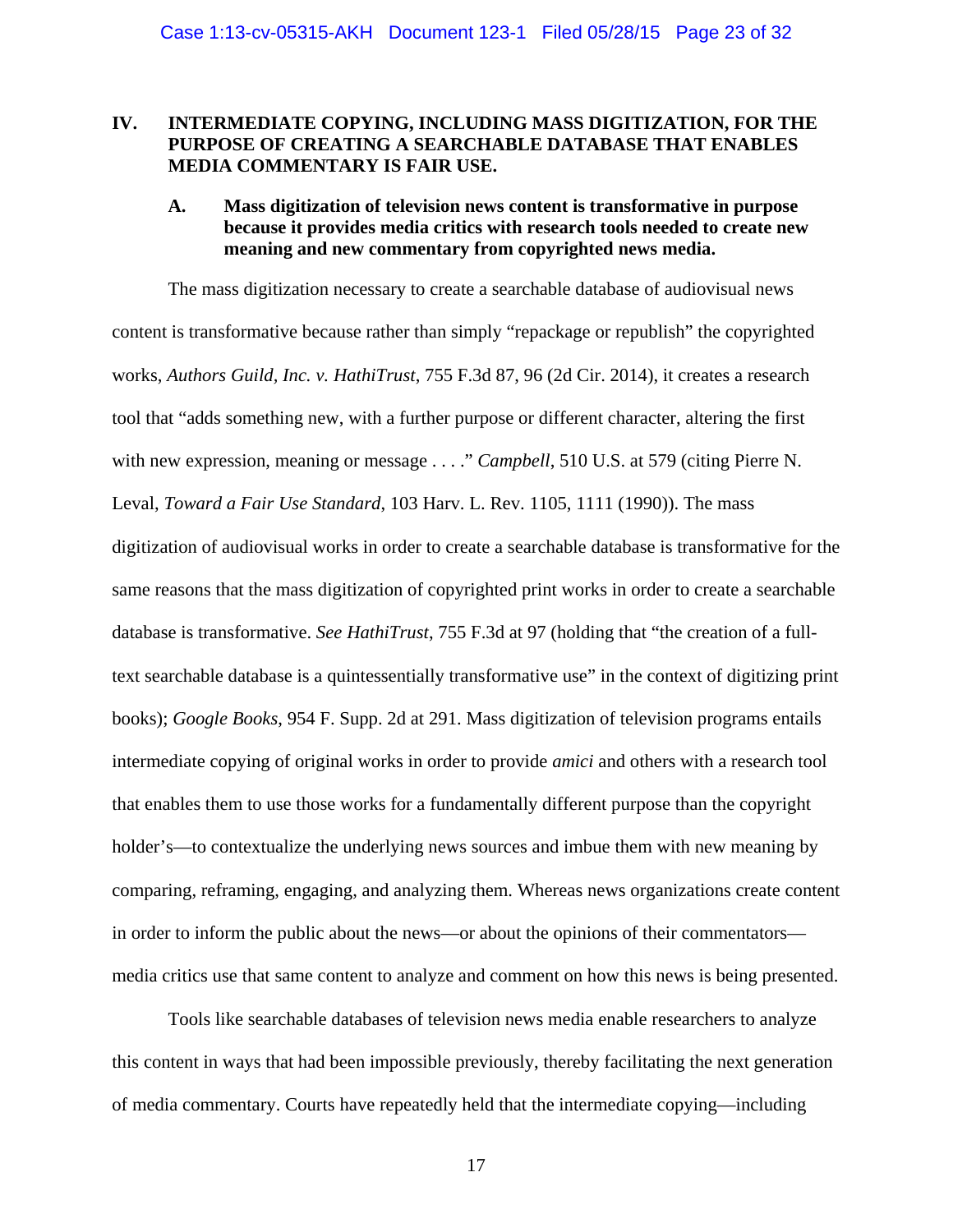## IV. INTERMEDIATE COPYING, INCLUDING MASS DIGITIZATION, FOR THE PURPOSE OF CREATING A SEARCHABLE DATABASE THAT ENABLES MEDIA COMMENTARY IS FAIR USE.

### A. Mass digitization of television news content is transformative in purpose because it provides media critics with research tools needed to create new meaning and new commentary from copyrighted news media.

The mass digitization necessary to create a searchable database of audiovisual news content is transformative because rather than simply "repackage or republish" the copyrighted works, *Authors Guild, Inc. v. HathiTrust*, 755 F.3d 87, 96 (2d Cir. 2014), it creates a research tool that "adds something new, with a further purpose or different character, altering the first with new expression, meaning or message . . . ." *Campbell*, 510 U.S. at 579 (citing Pierre N. Leval, *Toward a Fair Use Standard*, 103 Harv. L. Rev. 1105, 1111 (1990)). The mass digitization of audiovisual works in order to create a searchable database is transformative for the same reasons that the mass digitization of copyrighted print works in order to create a searchable database is transformative. *See HathiTrust*, 755 F.3d at 97 (holding that "the creation of a full-text searchable database is a quintessentially transformative use" in the context of digitizing print books); *Google Books*, 954 F. Supp. 2d at 291. Mass digitization of television programs entails intermediate copying of original works in order to provide *amici* and others with a research tool that enables them to use those works for a fundamentally different purpose than the copyright holder's—to contextualize the underlying news sources and imbue them with new meaning by comparing, reframing, engaging, and analyzing them. Whereas news organizations create content in order to inform the public about the news—or about the opinions of their commentators—media critics use that same content to analyze and comment on how this news is being presented.

Tools like searchable databases of television news media enable researchers to analyze this content in ways that had been impossible previously, thereby facilitating the next generation of media commentary. Courts have repeatedly held that the intermediate copying—including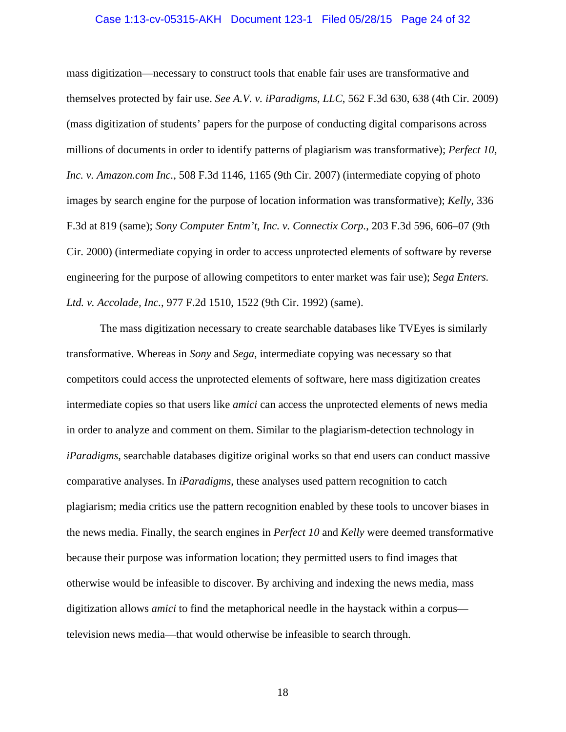mass digitization—necessary to construct tools that enable fair uses are transformative and themselves protected by fair use. *See A.V. v. iParadigms, LLC*, 562 F.3d 630, 638 (4th Cir. 2009) (mass digitization of students' papers for the purpose of conducting digital comparisons across millions of documents in order to identify patterns of plagiarism was transformative); *Perfect 10, Inc. v. Amazon.com Inc.*, 508 F.3d 1146, 1165 (9th Cir. 2007) (intermediate copying of photo images by search engine for the purpose of location information was transformative); *Kelly*, 336 F.3d at 819 (same); *Sony Computer Entm't, Inc. v. Connectix Corp.*, 203 F.3d 596, 606–07 (9th Cir. 2000) (intermediate copying in order to access unprotected elements of software by reverse engineering for the purpose of allowing competitors to enter market was fair use); *Sega Enters. Ltd. v. Accolade, Inc.*, 977 F.2d 1510, 1522 (9th Cir. 1992) (same).

The mass digitization necessary to create searchable databases like TVEyes is similarly transformative. Whereas in *Sony* and *Sega*, intermediate copying was necessary so that competitors could access the unprotected elements of software, here mass digitization creates intermediate copies so that users like *amici* can access the unprotected elements of news media in order to analyze and comment on them. Similar to the plagiarism-detection technology in *iParadigms*, searchable databases digitize original works so that end users can conduct massive comparative analyses. In *iParadigms*, these analyses used pattern recognition to catch plagiarism; media critics use the pattern recognition enabled by these tools to uncover biases in the news media. Finally, the search engines in *Perfect 10* and *Kelly* were deemed transformative because their purpose was information location; they permitted users to find images that otherwise would be infeasible to discover. By archiving and indexing the news media, mass digitization allows *amici* to find the metaphorical needle in the haystack within a corpus—television news media—that would otherwise be infeasible to search through.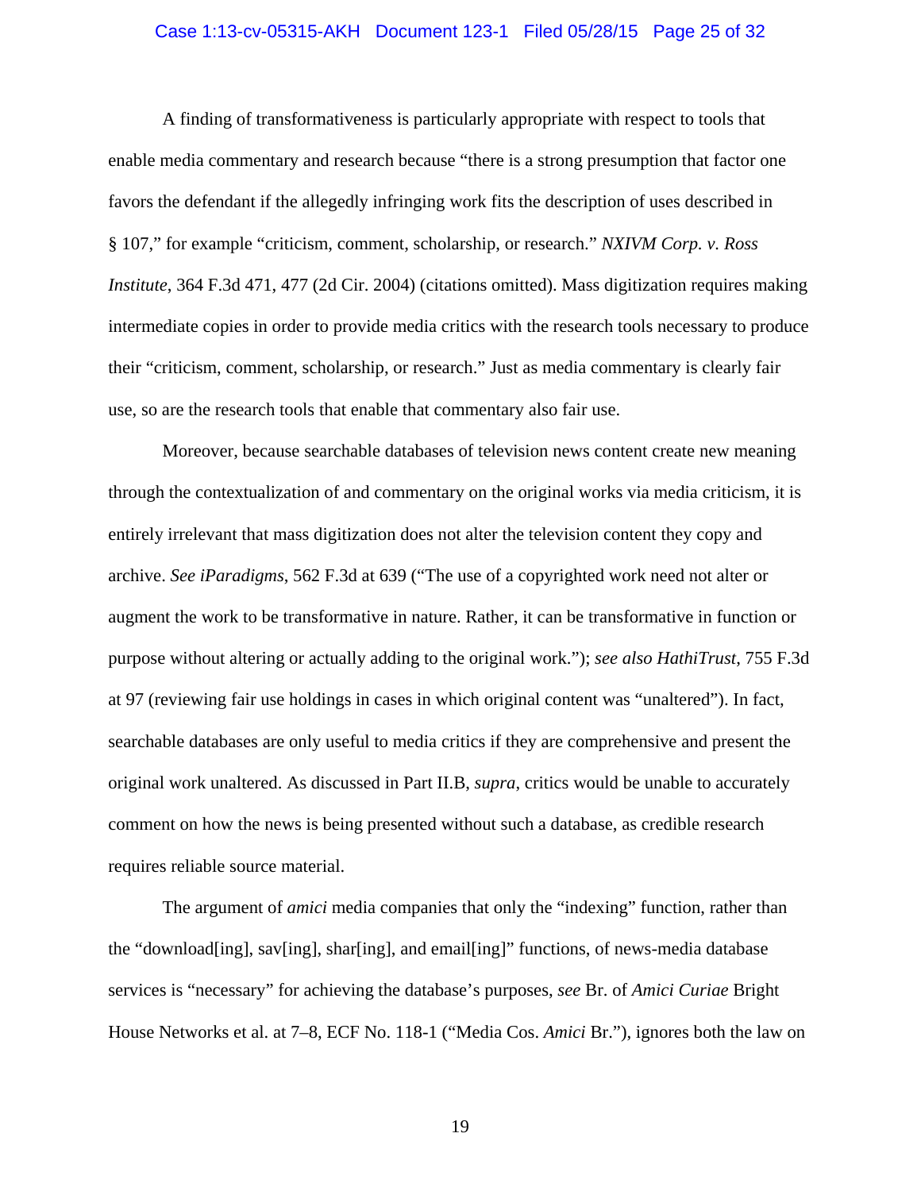A finding of transformativeness is particularly appropriate with respect to tools that enable media commentary and research because "there is a strong presumption that factor one favors the defendant if the allegedly infringing work fits the description of uses described in § 107," for example "criticism, comment, scholarship, or research." *NXIVM Corp. v. Ross Institute*, 364 F.3d 471, 477 (2d Cir. 2004) (citations omitted). Mass digitization requires making intermediate copies in order to provide media critics with the research tools necessary to produce their "criticism, comment, scholarship, or research." Just as media commentary is clearly fair use, so are the research tools that enable that commentary also fair use.

Moreover, because searchable databases of television news content create new meaning through the contextualization of and commentary on the original works via media criticism, it is entirely irrelevant that mass digitization does not alter the television content they copy and archive. *See iParadigms*, 562 F.3d at 639 ("The use of a copyrighted work need not alter or augment the work to be transformative in nature. Rather, it can be transformative in function or purpose without altering or actually adding to the original work."); *see also HathiTrust*, 755 F.3d at 97 (reviewing fair use holdings in cases in which original content was "unaltered"). In fact, searchable databases are only useful to media critics if they are comprehensive and present the original work unaltered. As discussed in Part II.B, *supra*, critics would be unable to accurately comment on how the news is being presented without such a database, as credible research requires reliable source material.

The argument of *amici* media companies that only the "indexing" function, rather than the "download[ing], sav[ing], shar[ing], and email[ing]" functions, of news-media database services is "necessary" for achieving the database's purposes, *see* Br. of *Amici Curiae* Bright House Networks et al. at 7–8, ECF No. 118-1 ("Media Cos. *Amici* Br."), ignores both the law on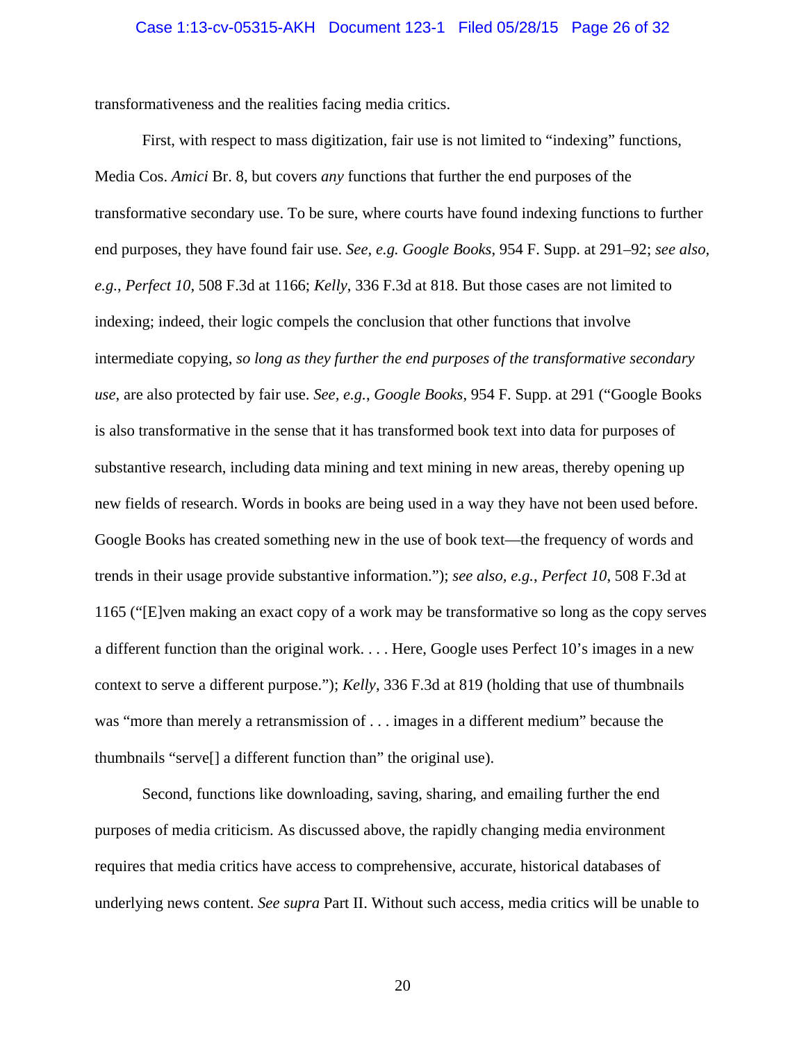transformativeness and the realities facing media critics.

First, with respect to mass digitization, fair use is not limited to "indexing" functions, Media Cos. *Amici* Br. 8, but covers *any* functions that further the end purposes of the transformative secondary use. To be sure, where courts have found indexing functions to further end purposes, they have found fair use. *See, e.g. Google Books*, 954 F. Supp. at 291–92; *see also*, *e.g.*, *Perfect 10*, 508 F.3d at 1166; *Kelly*, 336 F.3d at 818. But those cases are not limited to indexing; indeed, their logic compels the conclusion that other functions that involve intermediate copying, *so long as they further the end purposes of the transformative secondary use*, are also protected by fair use. *See*, *e.g.*, *Google Books*, 954 F. Supp. at 291 ("Google Books is also transformative in the sense that it has transformed book text into data for purposes of substantive research, including data mining and text mining in new areas, thereby opening up new fields of research. Words in books are being used in a way they have not been used before. Google Books has created something new in the use of book text—the frequency of words and trends in their usage provide substantive information."); *see also*, *e.g.*, *Perfect 10*, 508 F.3d at 1165 ("[E]ven making an exact copy of a work may be transformative so long as the copy serves a different function than the original work. . . . Here, Google uses Perfect 10's images in a new context to serve a different purpose."); *Kelly*, 336 F.3d at 819 (holding that use of thumbnails was "more than merely a retransmission of . . . images in a different medium" because the thumbnails "serve[] a different function than" the original use).

Second, functions like downloading, saving, sharing, and emailing further the end purposes of media criticism. As discussed above, the rapidly changing media environment requires that media critics have access to comprehensive, accurate, historical databases of underlying news content. *See supra* Part II. Without such access, media critics will be unable to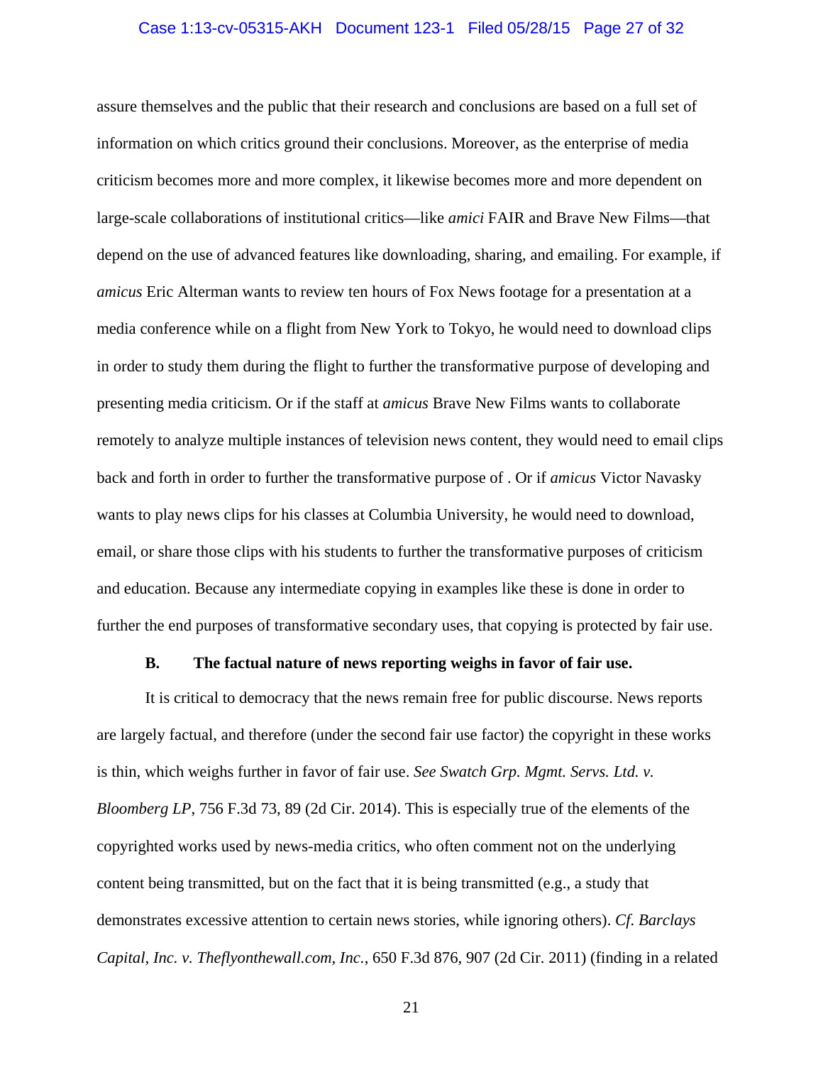assure themselves and the public that their research and conclusions are based on a full set of information on which critics ground their conclusions. Moreover, as the enterprise of media criticism becomes more and more complex, it likewise becomes more and more dependent on large-scale collaborations of institutional critics—like *amici* FAIR and Brave New Films—that depend on the use of advanced features like downloading, sharing, and emailing. For example, if *amicus* Eric Alterman wants to review ten hours of Fox News footage for a presentation at a media conference while on a flight from New York to Tokyo, he would need to download clips in order to study them during the flight to further the transformative purpose of developing and presenting media criticism. Or if the staff at *amicus* Brave New Films wants to collaborate remotely to analyze multiple instances of television news content, they would need to email clips back and forth in order to further the transformative purpose of . Or if *amicus* Victor Navasky wants to play news clips for his classes at Columbia University, he would need to download, email, or share those clips with his students to further the transformative purposes of criticism and education. Because any intermediate copying in examples like these is done in order to further the end purposes of transformative secondary uses, that copying is protected by fair use.

### B. The factual nature of news reporting weighs in favor of fair use.

It is critical to democracy that the news remain free for public discourse. News reports are largely factual, and therefore (under the second fair use factor) the copyright in these works is thin, which weighs further in favor of fair use. *See Swatch Grp. Mgmt. Servs. Ltd. v. Bloomberg LP*, 756 F.3d 73, 89 (2d Cir. 2014). This is especially true of the elements of the copyrighted works used by news-media critics, who often comment not on the underlying content being transmitted, but on the fact that it is being transmitted (e.g., a study that demonstrates excessive attention to certain news stories, while ignoring others). *Cf. Barclays Capital, Inc. v. Theflyonthewall.com, Inc.*, 650 F.3d 876, 907 (2d Cir. 2011) (finding in a related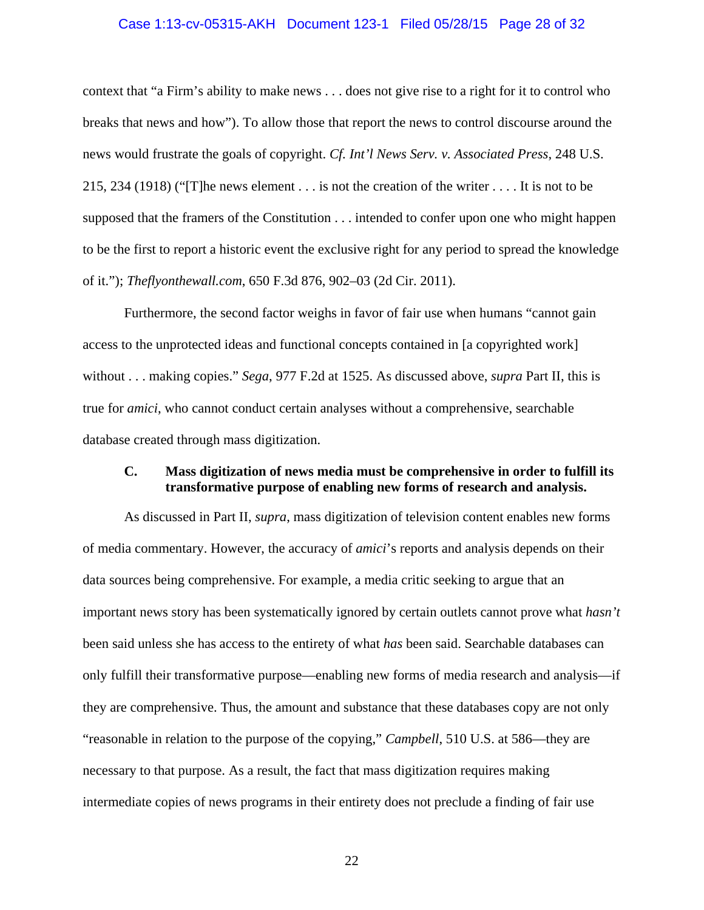context that "a Firm's ability to make news . . . does not give rise to a right for it to control who breaks that news and how"). To allow those that report the news to control discourse around the news would frustrate the goals of copyright. *Cf. Int'l News Serv. v. Associated Press*, 248 U.S. 215, 234 (1918) ("[T]he news element . . . is not the creation of the writer . . . . It is not to be supposed that the framers of the Constitution . . . intended to confer upon one who might happen to be the first to report a historic event the exclusive right for any period to spread the knowledge of it."); *Theflyonthewall.com*, 650 F.3d 876, 902–03 (2d Cir. 2011).

Furthermore, the second factor weighs in favor of fair use when humans "cannot gain access to the unprotected ideas and functional concepts contained in [a copyrighted work] without . . . making copies." *Sega*, 977 F.2d at 1525. As discussed above, *supra* Part II, this is true for *amici*, who cannot conduct certain analyses without a comprehensive, searchable database created through mass digitization.

### C. Mass digitization of news media must be comprehensive in order to fulfill its transformative purpose of enabling new forms of research and analysis.

As discussed in Part II, *supra*, mass digitization of television content enables new forms of media commentary. However, the accuracy of *amici*'s reports and analysis depends on their data sources being comprehensive. For example, a media critic seeking to argue that an important news story has been systematically ignored by certain outlets cannot prove what *hasn't* been said unless she has access to the entirety of what *has* been said. Searchable databases can only fulfill their transformative purpose—enabling new forms of media research and analysis—if they are comprehensive. Thus, the amount and substance that these databases copy are not only "reasonable in relation to the purpose of the copying," *Campbell*, 510 U.S. at 586—they are necessary to that purpose. As a result, the fact that mass digitization requires making intermediate copies of news programs in their entirety does not preclude a finding of fair use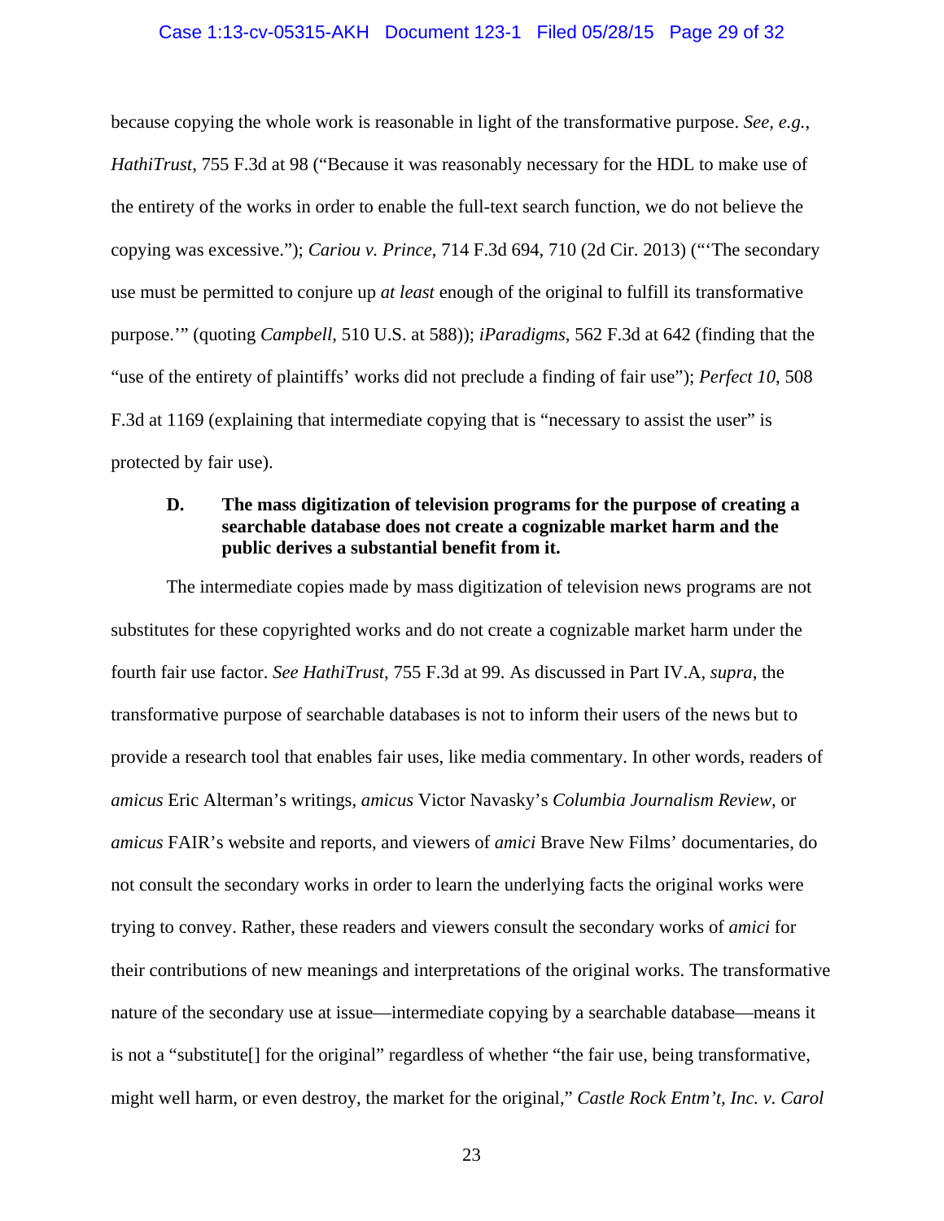because copying the whole work is reasonable in light of the transformative purpose. *See, e.g.*, *HathiTrust*, 755 F.3d at 98 ("Because it was reasonably necessary for the HDL to make use of the entirety of the works in order to enable the full-text search function, we do not believe the copying was excessive."); *Cariou v. Prince*, 714 F.3d 694, 710 (2d Cir. 2013) ("'The secondary use must be permitted to conjure up *at least* enough of the original to fulfill its transformative purpose.'" (quoting *Campbell*, 510 U.S. at 588)); *iParadigms*, 562 F.3d at 642 (finding that the "use of the entirety of plaintiffs' works did not preclude a finding of fair use"); *Perfect 10*, 508 F.3d at 1169 (explaining that intermediate copying that is "necessary to assist the user" is protected by fair use).

### D. The mass digitization of television programs for the purpose of creating a searchable database does not create a cognizable market harm and the public derives a substantial benefit from it.

The intermediate copies made by mass digitization of television news programs are not substitutes for these copyrighted works and do not create a cognizable market harm under the fourth fair use factor. *See HathiTrust*, 755 F.3d at 99. As discussed in Part IV.A, *supra*, the transformative purpose of searchable databases is not to inform their users of the news but to provide a research tool that enables fair uses, like media commentary. In other words, readers of *amicus* Eric Alterman's writings, *amicus* Victor Navasky's *Columbia Journalism Review*, or *amicus* FAIR's website and reports, and viewers of *amici* Brave New Films' documentaries, do not consult the secondary works in order to learn the underlying facts the original works were trying to convey. Rather, these readers and viewers consult the secondary works of *amici* for their contributions of new meanings and interpretations of the original works. The transformative nature of the secondary use at issue—intermediate copying by a searchable database—means it is not a "substitute[] for the original" regardless of whether "the fair use, being transformative, might well harm, or even destroy, the market for the original," *Castle Rock Entm't, Inc. v. Carol*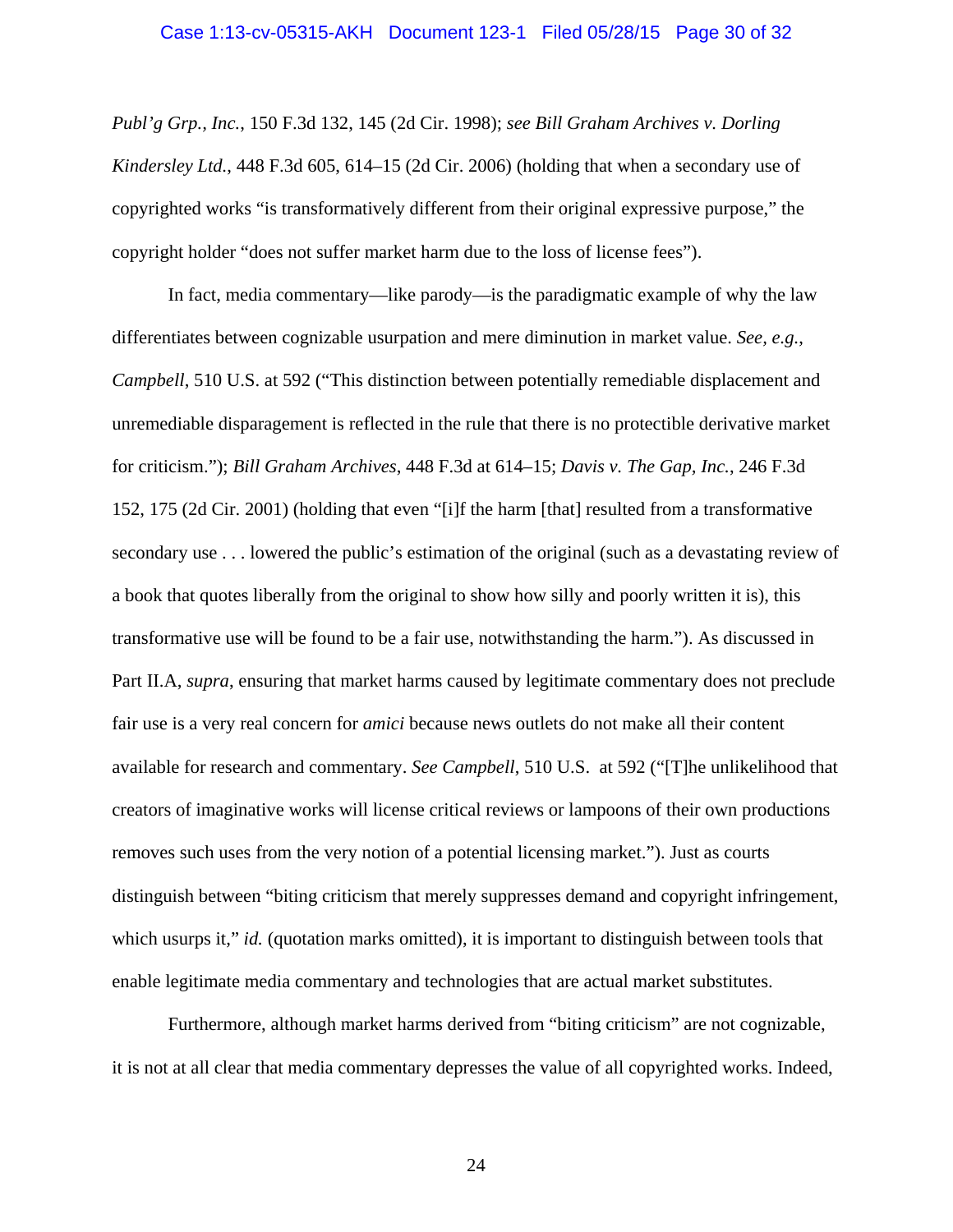*Publ'g Grp., Inc.*, 150 F.3d 132, 145 (2d Cir. 1998); *see Bill Graham Archives v. Dorling Kindersley Ltd.*, 448 F.3d 605, 614–15 (2d Cir. 2006) (holding that when a secondary use of copyrighted works "is transformatively different from their original expressive purpose," the copyright holder "does not suffer market harm due to the loss of license fees").

In fact, media commentary—like parody—is the paradigmatic example of why the law differentiates between cognizable usurpation and mere diminution in market value. *See, e.g.*, *Campbell*, 510 U.S. at 592 ("This distinction between potentially remediable displacement and unremediable disparagement is reflected in the rule that there is no protectible derivative market for criticism."); *Bill Graham Archives*, 448 F.3d at 614–15; *Davis v. The Gap, Inc.*, 246 F.3d 152, 175 (2d Cir. 2001) (holding that even "[i]f the harm [that] resulted from a transformative secondary use . . . lowered the public's estimation of the original (such as a devastating review of a book that quotes liberally from the original to show how silly and poorly written it is), this transformative use will be found to be a fair use, notwithstanding the harm."). As discussed in Part II.A, *supra*, ensuring that market harms caused by legitimate commentary does not preclude fair use is a very real concern for *amici* because news outlets do not make all their content available for research and commentary. *See Campbell*, 510 U.S. at 592 ("[T]he unlikelihood that creators of imaginative works will license critical reviews or lampoons of their own productions removes such uses from the very notion of a potential licensing market."). Just as courts distinguish between "biting criticism that merely suppresses demand and copyright infringement, which usurps it," *id.* (quotation marks omitted), it is important to distinguish between tools that enable legitimate media commentary and technologies that are actual market substitutes.

Furthermore, although market harms derived from "biting criticism" are not cognizable, it is not at all clear that media commentary depresses the value of all copyrighted works. Indeed,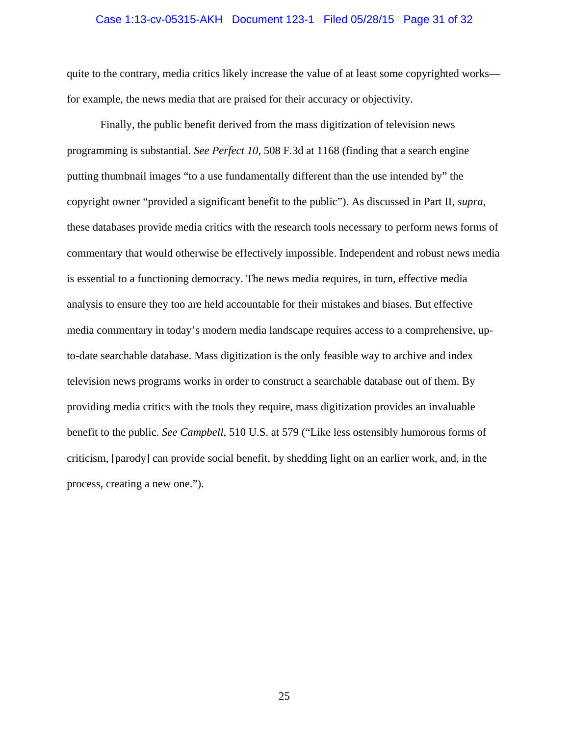quite to the contrary, media critics likely increase the value of at least some copyrighted works—for example, the news media that are praised for their accuracy or objectivity.

Finally, the public benefit derived from the mass digitization of television news programming is substantial. *See Perfect 10*, 508 F.3d at 1168 (finding that a search engine putting thumbnail images "to a use fundamentally different than the use intended by" the copyright owner "provided a significant benefit to the public"). As discussed in Part II, *supra*, these databases provide media critics with the research tools necessary to perform news forms of commentary that would otherwise be effectively impossible. Independent and robust news media is essential to a functioning democracy. The news media requires, in turn, effective media analysis to ensure they too are held accountable for their mistakes and biases. But effective media commentary in today's modern media landscape requires access to a comprehensive, up-to-date searchable database. Mass digitization is the only feasible way to archive and index television news programs works in order to construct a searchable database out of them. By providing media critics with the tools they require, mass digitization provides an invaluable benefit to the public. *See Campbell*, 510 U.S. at 579 ("Like less ostensibly humorous forms of criticism, [parody] can provide social benefit, by shedding light on an earlier work, and, in the process, creating a new one.").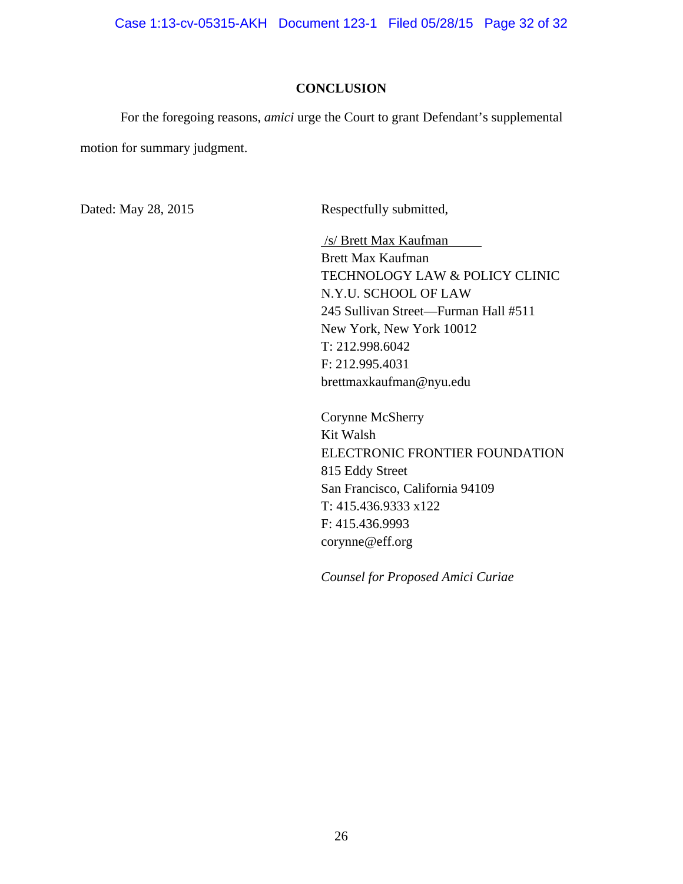## CONCLUSION

For the foregoing reasons, *amici* urge the Court to grant Defendant's supplemental motion for summary judgment.

Dated: May 28, 2015

Respectfully submitted,

/s/ Brett Max Kaufman
Brett Max Kaufman
TECHNOLOGY LAW & POLICY CLINIC
N.Y.U. SCHOOL OF LAW
245 Sullivan Street—Furman Hall #511
New York, New York 10012
T: 212.998.6042
F: 212.995.4031
brettmaxkaufman@nyu.edu

Corynne McSherry
Kit Walsh
ELECTRONIC FRONTIER FOUNDATION
815 Eddy Street
San Francisco, California 94109
T: 415.436.9333 x122
F: 415.436.9993
corynne@eff.org

*Counsel for Proposed Amici Curiae*